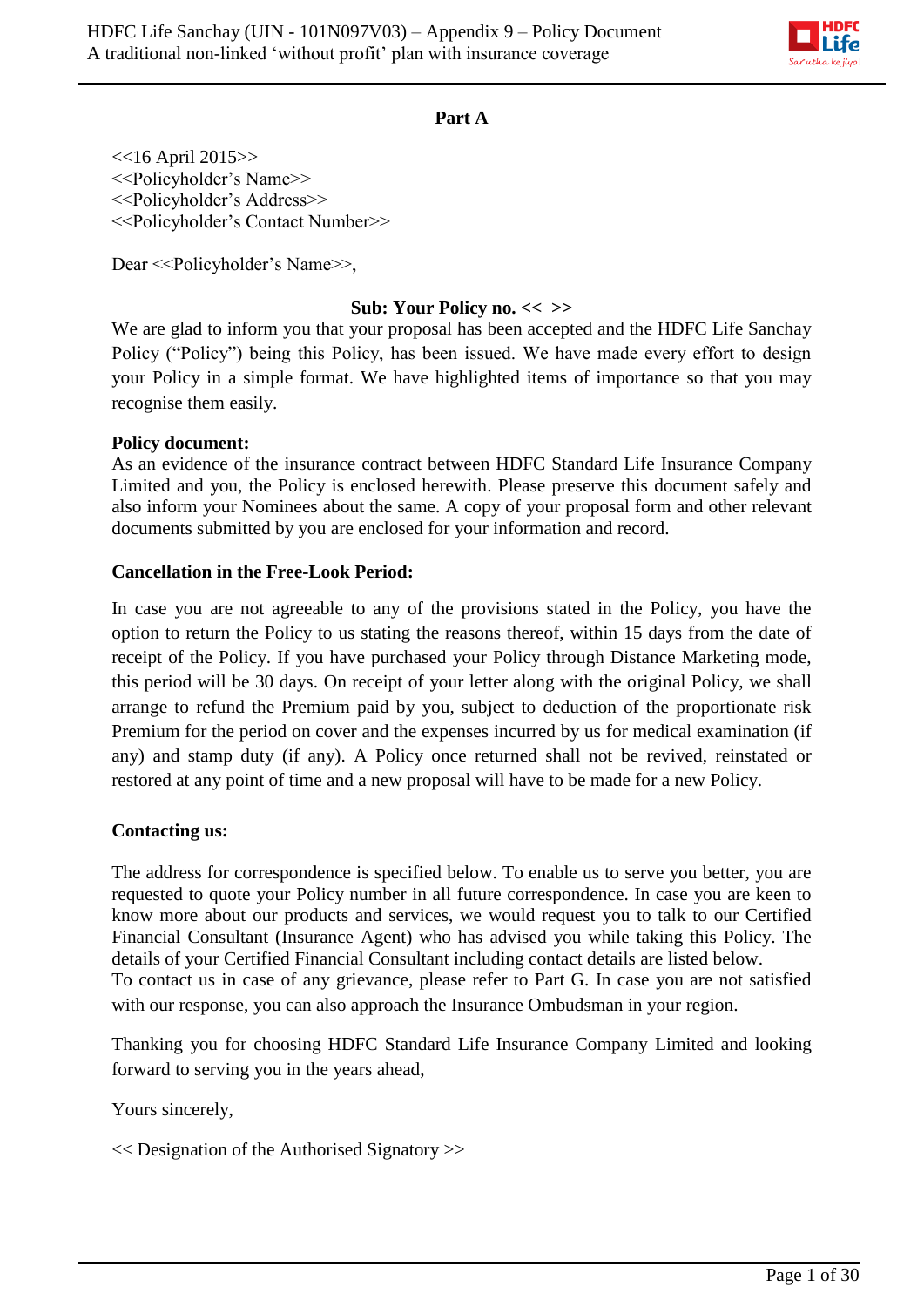## Part A

<<16 April 2015>>
<<Policyholder's Name>>
<<Policyholder's Address>>
<<Policyholder's Contact Number>>

Dear <<Policyholder's Name>>,

**Sub: Your Policy no. << >>**

We are glad to inform you that your proposal has been accepted and the HDFC Life Sanchay Policy ("Policy") being this Policy, has been issued. We have made every effort to design your Policy in a simple format. We have highlighted items of importance so that you may recognise them easily.

**Policy document:**
As an evidence of the insurance contract between HDFC Standard Life Insurance Company Limited and you, the Policy is enclosed herewith. Please preserve this document safely and also inform your Nominees about the same. A copy of your proposal form and other relevant documents submitted by you are enclosed for your information and record.

**Cancellation in the Free-Look Period:**

In case you are not agreeable to any of the provisions stated in the Policy, you have the option to return the Policy to us stating the reasons thereof, within 15 days from the date of receipt of the Policy. If you have purchased your Policy through Distance Marketing mode, this period will be 30 days. On receipt of your letter along with the original Policy, we shall arrange to refund the Premium paid by you, subject to deduction of the proportionate risk Premium for the period on cover and the expenses incurred by us for medical examination (if any) and stamp duty (if any). A Policy once returned shall not be revived, reinstated or restored at any point of time and a new proposal will have to be made for a new Policy.

**Contacting us:**

The address for correspondence is specified below. To enable us to serve you better, you are requested to quote your Policy number in all future correspondence. In case you are keen to know more about our products and services, we would request you to talk to our Certified Financial Consultant (Insurance Agent) who has advised you while taking this Policy. The details of your Certified Financial Consultant including contact details are listed below.
To contact us in case of any grievance, please refer to Part G. In case you are not satisfied with our response, you can also approach the Insurance Ombudsman in your region.

Thanking you for choosing HDFC Standard Life Insurance Company Limited and looking forward to serving you in the years ahead,

Yours sincerely,

<< Designation of the Authorised Signatory >>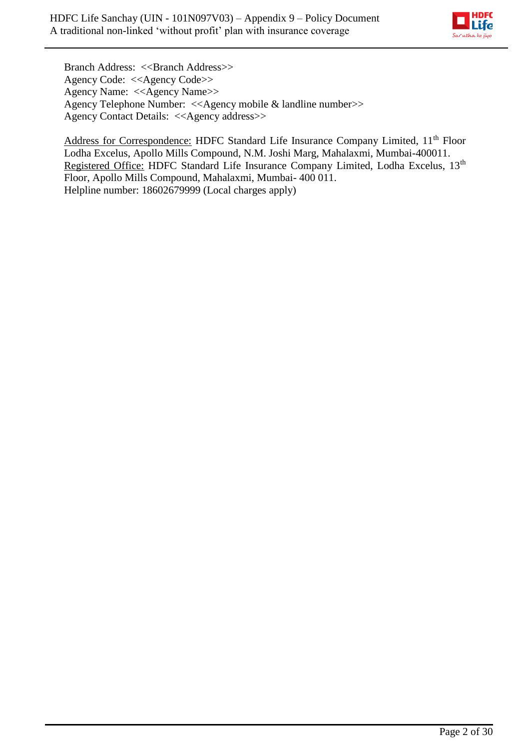Branch Address: <<Branch Address>>
Agency Code: <<Agency Code>>
Agency Name: <<Agency Name>>
Agency Telephone Number: <<Agency mobile & landline number>>
Agency Contact Details: <<Agency address>>

Address for Correspondence: HDFC Standard Life Insurance Company Limited, 11th Floor Lodha Excelus, Apollo Mills Compound, N.M. Joshi Marg, Mahalaxmi, Mumbai-400011.
Registered Office: HDFC Standard Life Insurance Company Limited, Lodha Excelus, 13th Floor, Apollo Mills Compound, Mahalaxmi, Mumbai- 400 011.
Helpline number: 18602679999 (Local charges apply)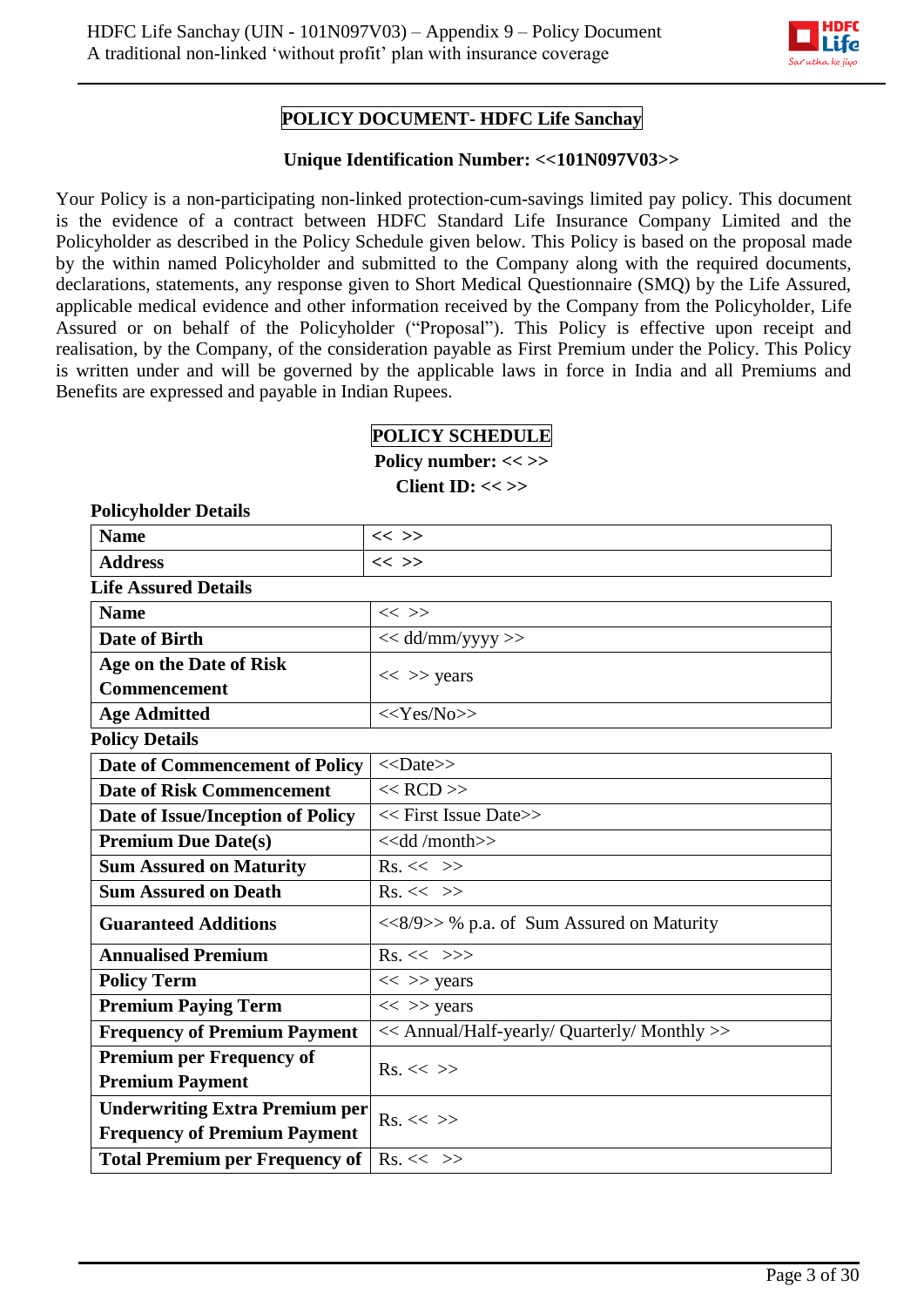# POLICY DOCUMENT- HDFC Life Sanchay

**Unique Identification Number: <<101N097V03>>**

Your Policy is a non-participating non-linked protection-cum-savings limited pay policy. This document is the evidence of a contract between HDFC Standard Life Insurance Company Limited and the Policyholder as described in the Policy Schedule given below. This Policy is based on the proposal made by the within named Policyholder and submitted to the Company along with the required documents, declarations, statements, any response given to Short Medical Questionnaire (SMQ) by the Life Assured, applicable medical evidence and other information received by the Company from the Policyholder, Life Assured or on behalf of the Policyholder ("Proposal"). This Policy is effective upon receipt and realisation, by the Company, of the consideration payable as First Premium under the Policy. This Policy is written under and will be governed by the applicable laws in force in India and all Premiums and Benefits are expressed and payable in Indian Rupees.

## POLICY SCHEDULE

**Policy number: << >>**

**Client ID: << >>**

**Policyholder Details**

| | |
|---|---|
| **Name** | << >> |
| **Address** | << >> |

**Life Assured Details**

| | |
|---|---|
| **Name** | << >> |
| **Date of Birth** | << dd/mm/yyyy >> |
| **Age on the Date of Risk Commencement** | << >> years |
| **Age Admitted** | <<Yes/No>> |

**Policy Details**

| | |
|---|---|
| **Date of Commencement of Policy** | <<Date>> |
| **Date of Risk Commencement** | << RCD >> |
| **Date of Issue/Inception of Policy** | << First Issue Date>> |
| **Premium Due Date(s)** | <<dd /month>> |
| **Sum Assured on Maturity** | Rs. << >> |
| **Sum Assured on Death** | Rs. << >> |
| **Guaranteed Additions** | <<8/9>> % p.a. of Sum Assured on Maturity |
| **Annualised Premium** | Rs. << >>> |
| **Policy Term** | << >> years |
| **Premium Paying Term** | << >> years |
| **Frequency of Premium Payment** | << Annual/Half-yearly/ Quarterly/ Monthly >> |
| **Premium per Frequency of Premium Payment** | Rs. << >> |
| **Underwriting Extra Premium per Frequency of Premium Payment** | Rs. << >> |
| **Total Premium per Frequency of** | Rs. << >> |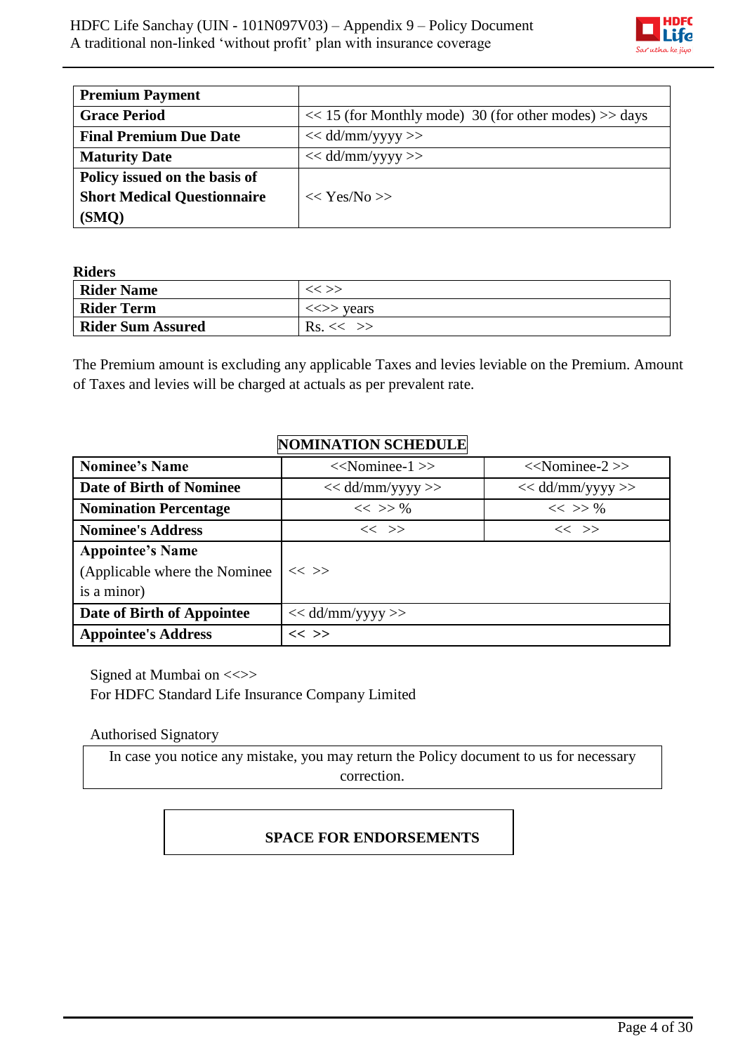| **Premium Payment** | |
|---|---|
| **Grace Period** | << 15 (for Monthly mode) 30 (for other modes) >> days |
| **Final Premium Due Date** | << dd/mm/yyyy >> |
| **Maturity Date** | << dd/mm/yyyy >> |
| **Policy issued on the basis of Short Medical Questionnaire (SMQ)** | << Yes/No >> |

**Riders**

| **Rider Name** | << >> |
|---|---|
| **Rider Term** | <<>> years |
| **Rider Sum Assured** | Rs. << >> |

The Premium amount is excluding any applicable Taxes and levies leviable on the Premium. Amount of Taxes and levies will be charged at actuals as per prevalent rate.

**NOMINATION SCHEDULE**

| **Nominee's Name** | <<Nominee-1 >> | <<Nominee-2 >> |
|---|---|---|
| **Date of Birth of Nominee** | << dd/mm/yyyy >> | << dd/mm/yyyy >> |
| **Nomination Percentage** | << >> % | << >> % |
| **Nominee's Address** | << >> | << >> |
| **Appointee's Name** (Applicable where the Nominee is a minor) | << >> | |
| **Date of Birth of Appointee** | << dd/mm/yyyy >> | |
| **Appointee's Address** | << >> | |

Signed at Mumbai on <<>>
For HDFC Standard Life Insurance Company Limited

Authorised Signatory

In case you notice any mistake, you may return the Policy document to us for necessary correction.

**SPACE FOR ENDORSEMENTS**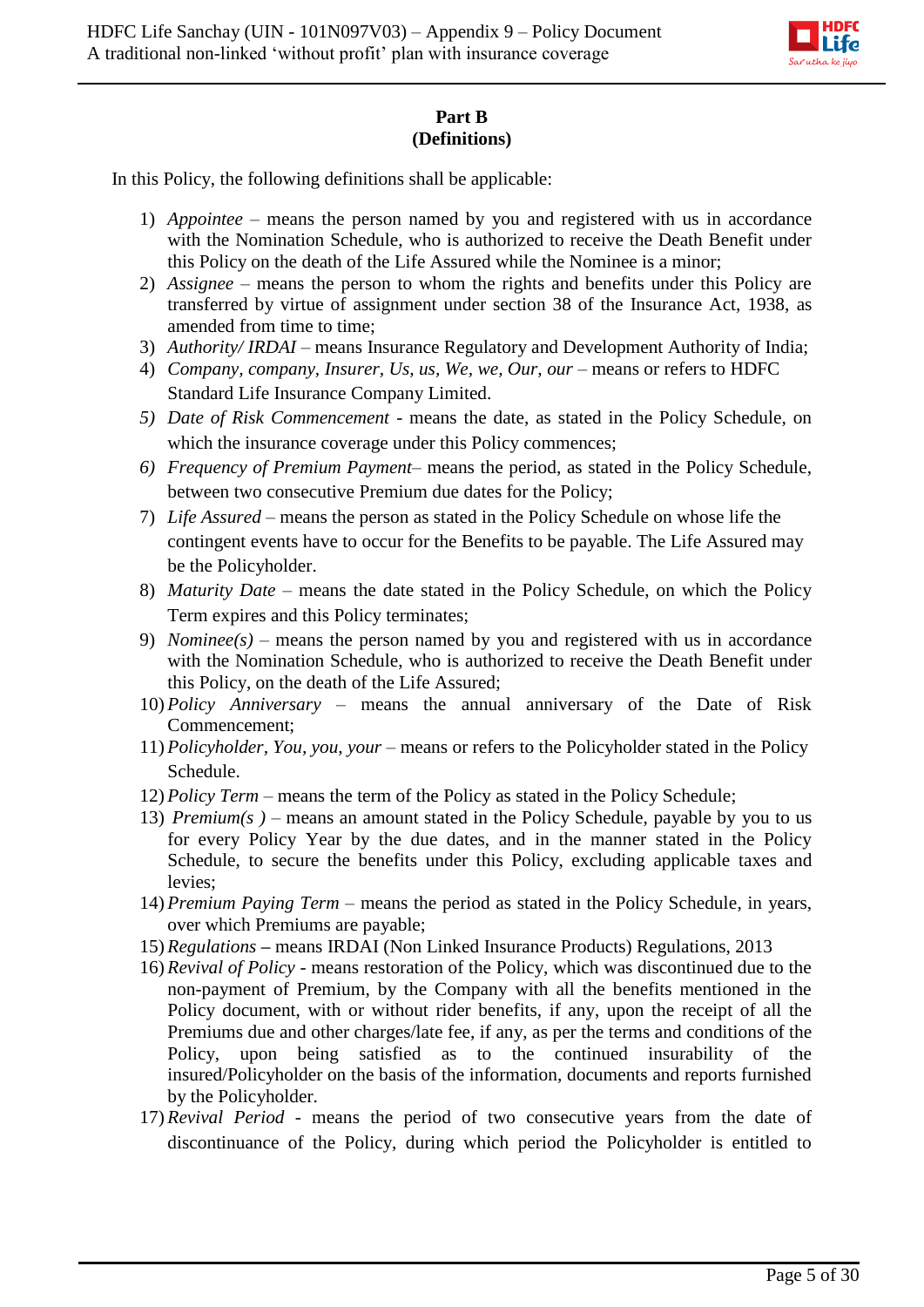**Part B**
**(Definitions)**

In this Policy, the following definitions shall be applicable:

1) *Appointee* – means the person named by you and registered with us in accordance with the Nomination Schedule, who is authorized to receive the Death Benefit under this Policy on the death of the Life Assured while the Nominee is a minor;
2) *Assignee* – means the person to whom the rights and benefits under this Policy are transferred by virtue of assignment under section 38 of the Insurance Act, 1938, as amended from time to time;
3) *Authority/ IRDAI* – means Insurance Regulatory and Development Authority of India;
4) *Company, company, Insurer, Us, us, We, we, Our, our* – means or refers to HDFC Standard Life Insurance Company Limited.
5) *Date of Risk Commencement* - means the date, as stated in the Policy Schedule, on which the insurance coverage under this Policy commences;
6) *Frequency of Premium Payment*– means the period, as stated in the Policy Schedule, between two consecutive Premium due dates for the Policy;
7) *Life Assured* – means the person as stated in the Policy Schedule on whose life the contingent events have to occur for the Benefits to be payable. The Life Assured may be the Policyholder.
8) *Maturity Date* – means the date stated in the Policy Schedule, on which the Policy Term expires and this Policy terminates;
9) *Nominee(s)* – means the person named by you and registered with us in accordance with the Nomination Schedule, who is authorized to receive the Death Benefit under this Policy, on the death of the Life Assured;
10) *Policy Anniversary* – means the annual anniversary of the Date of Risk Commencement;
11) *Policyholder, You, you, your* – means or refers to the Policyholder stated in the Policy Schedule.
12) *Policy Term* – means the term of the Policy as stated in the Policy Schedule;
13) *Premium(s )* – means an amount stated in the Policy Schedule, payable by you to us for every Policy Year by the due dates, and in the manner stated in the Policy Schedule, to secure the benefits under this Policy, excluding applicable taxes and levies;
14) *Premium Paying Term* – means the period as stated in the Policy Schedule, in years, over which Premiums are payable;
15) *Regulations* **–** means IRDAI (Non Linked Insurance Products) Regulations, 2013
16) *Revival of Policy* - means restoration of the Policy, which was discontinued due to the non-payment of Premium, by the Company with all the benefits mentioned in the Policy document, with or without rider benefits, if any, upon the receipt of all the Premiums due and other charges/late fee, if any, as per the terms and conditions of the Policy, upon being satisfied as to the continued insurability of the insured/Policyholder on the basis of the information, documents and reports furnished by the Policyholder.
17) *Revival Period* - means the period of two consecutive years from the date of discontinuance of the Policy, during which period the Policyholder is entitled to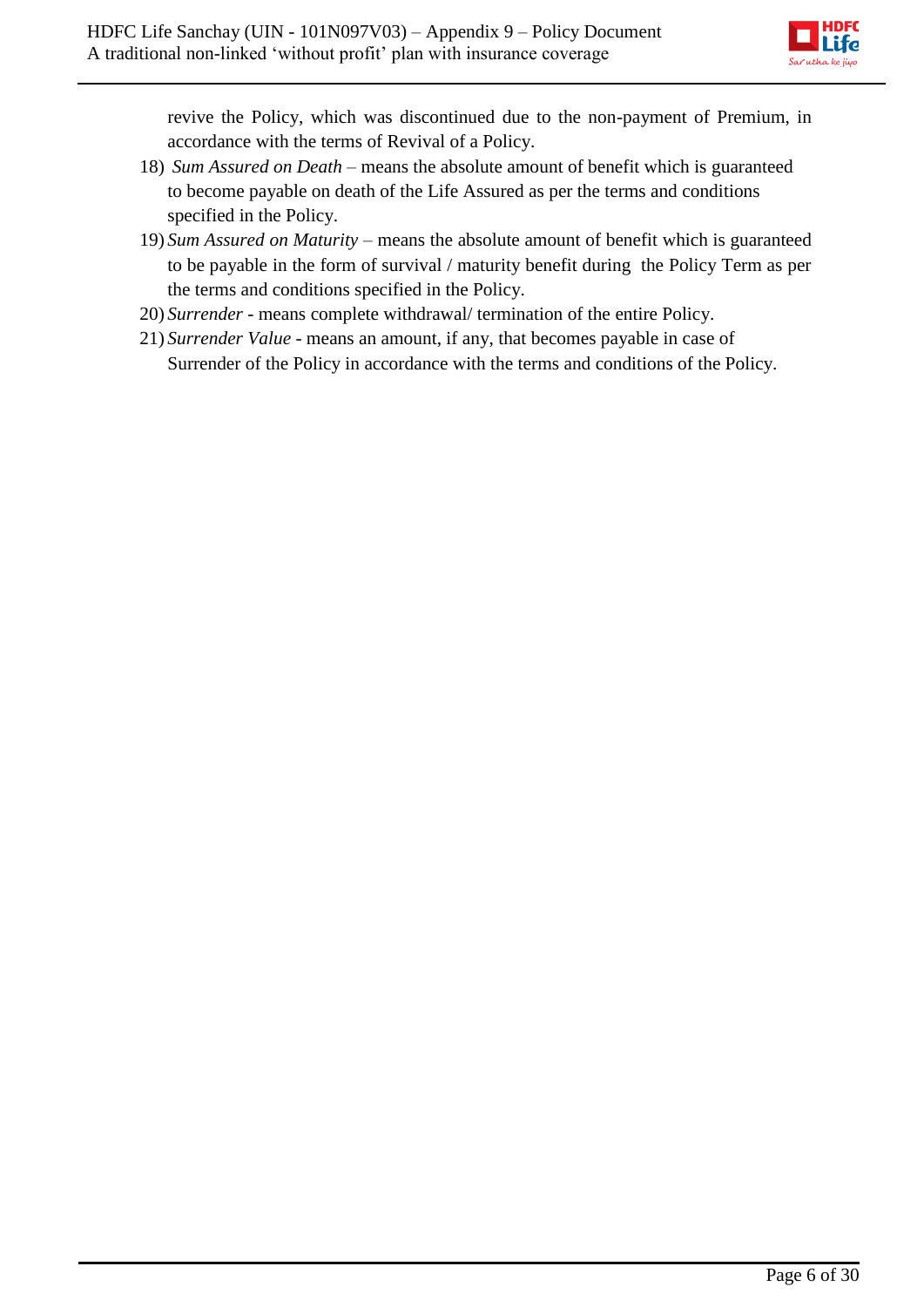revive the Policy, which was discontinued due to the non-payment of Premium, in accordance with the terms of Revival of a Policy.

18) *Sum Assured on Death* – means the absolute amount of benefit which is guaranteed to become payable on death of the Life Assured as per the terms and conditions specified in the Policy.
19) *Sum Assured on Maturity* – means the absolute amount of benefit which is guaranteed to be payable in the form of survival / maturity benefit during the Policy Term as per the terms and conditions specified in the Policy.
20) *Surrender* - means complete withdrawal/ termination of the entire Policy.
21) *Surrender Value* - means an amount, if any, that becomes payable in case of Surrender of the Policy in accordance with the terms and conditions of the Policy.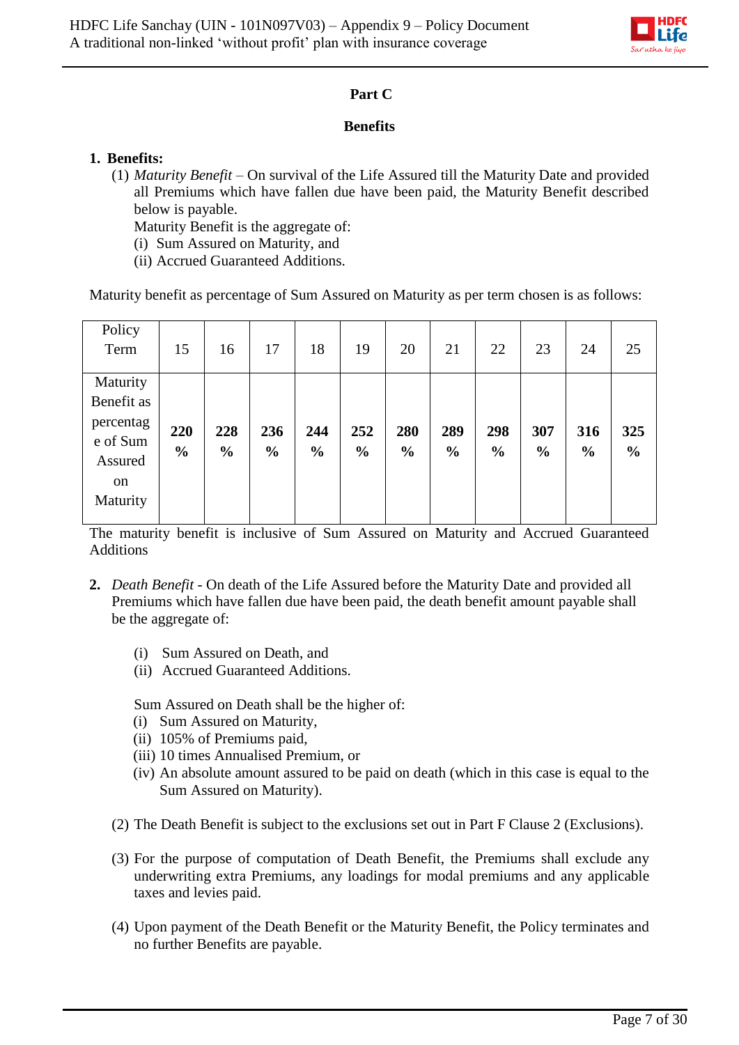## Part C

### Benefits

**1. Benefits:**

(1) *Maturity Benefit* – On survival of the Life Assured till the Maturity Date and provided all Premiums which have fallen due have been paid, the Maturity Benefit described below is payable.

Maturity Benefit is the aggregate of:

(i) Sum Assured on Maturity, and

(ii) Accrued Guaranteed Additions.

Maturity benefit as percentage of Sum Assured on Maturity as per term chosen is as follows:

| Policy Term | 15 | 16 | 17 | 18 | 19 | 20 | 21 | 22 | 23 | 24 | 25 |
|---|---|---|---|---|---|---|---|---|---|---|---|
| Maturity Benefit as percentage of Sum Assured on Maturity | **220 %** | **228 %** | **236 %** | **244 %** | **252 %** | **280 %** | **289 %** | **298 %** | **307 %** | **316 %** | **325 %** |

The maturity benefit is inclusive of Sum Assured on Maturity and Accrued Guaranteed Additions

**2.** *Death Benefit* - On death of the Life Assured before the Maturity Date and provided all Premiums which have fallen due have been paid, the death benefit amount payable shall be the aggregate of:

(i) Sum Assured on Death, and

(ii) Accrued Guaranteed Additions.

Sum Assured on Death shall be the higher of:

(i) Sum Assured on Maturity,

(ii) 105% of Premiums paid,

(iii) 10 times Annualised Premium, or

(iv) An absolute amount assured to be paid on death (which in this case is equal to the Sum Assured on Maturity).

(2) The Death Benefit is subject to the exclusions set out in Part F Clause 2 (Exclusions).

(3) For the purpose of computation of Death Benefit, the Premiums shall exclude any underwriting extra Premiums, any loadings for modal premiums and any applicable taxes and levies paid.

(4) Upon payment of the Death Benefit or the Maturity Benefit, the Policy terminates and no further Benefits are payable.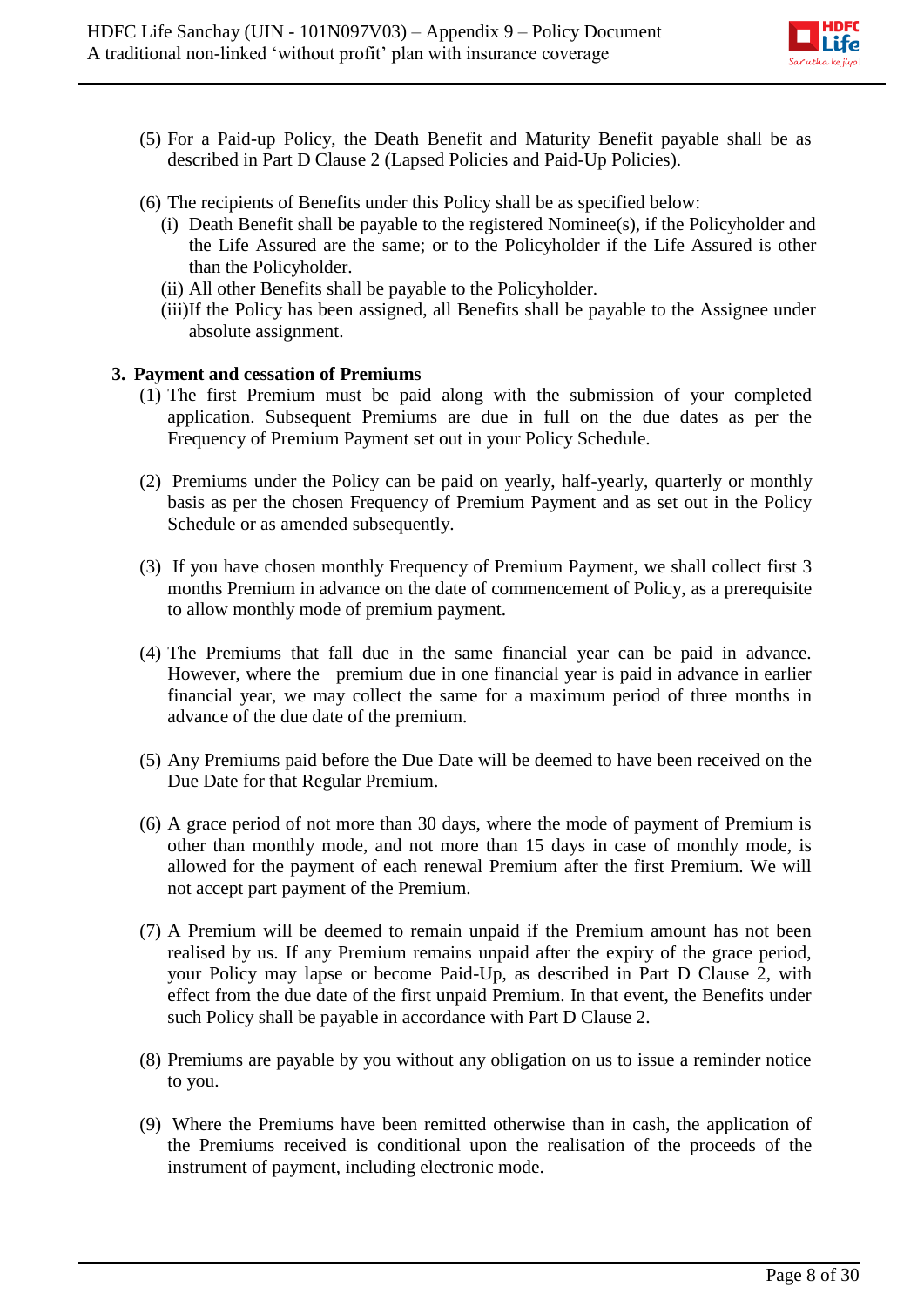(5) For a Paid-up Policy, the Death Benefit and Maturity Benefit payable shall be as described in Part D Clause 2 (Lapsed Policies and Paid-Up Policies).

(6) The recipients of Benefits under this Policy shall be as specified below:

  (i) Death Benefit shall be payable to the registered Nominee(s), if the Policyholder and the Life Assured are the same; or to the Policyholder if the Life Assured is other than the Policyholder.

  (ii) All other Benefits shall be payable to the Policyholder.

  (iii) If the Policy has been assigned, all Benefits shall be payable to the Assignee under absolute assignment.

**3. Payment and cessation of Premiums**

(1) The first Premium must be paid along with the submission of your completed application. Subsequent Premiums are due in full on the due dates as per the Frequency of Premium Payment set out in your Policy Schedule.

(2) Premiums under the Policy can be paid on yearly, half-yearly, quarterly or monthly basis as per the chosen Frequency of Premium Payment and as set out in the Policy Schedule or as amended subsequently.

(3) If you have chosen monthly Frequency of Premium Payment, we shall collect first 3 months Premium in advance on the date of commencement of Policy, as a prerequisite to allow monthly mode of premium payment.

(4) The Premiums that fall due in the same financial year can be paid in advance. However, where the premium due in one financial year is paid in advance in earlier financial year, we may collect the same for a maximum period of three months in advance of the due date of the premium.

(5) Any Premiums paid before the Due Date will be deemed to have been received on the Due Date for that Regular Premium.

(6) A grace period of not more than 30 days, where the mode of payment of Premium is other than monthly mode, and not more than 15 days in case of monthly mode, is allowed for the payment of each renewal Premium after the first Premium. We will not accept part payment of the Premium.

(7) A Premium will be deemed to remain unpaid if the Premium amount has not been realised by us. If any Premium remains unpaid after the expiry of the grace period, your Policy may lapse or become Paid-Up, as described in Part D Clause 2, with effect from the due date of the first unpaid Premium. In that event, the Benefits under such Policy shall be payable in accordance with Part D Clause 2.

(8) Premiums are payable by you without any obligation on us to issue a reminder notice to you.

(9) Where the Premiums have been remitted otherwise than in cash, the application of the Premiums received is conditional upon the realisation of the proceeds of the instrument of payment, including electronic mode.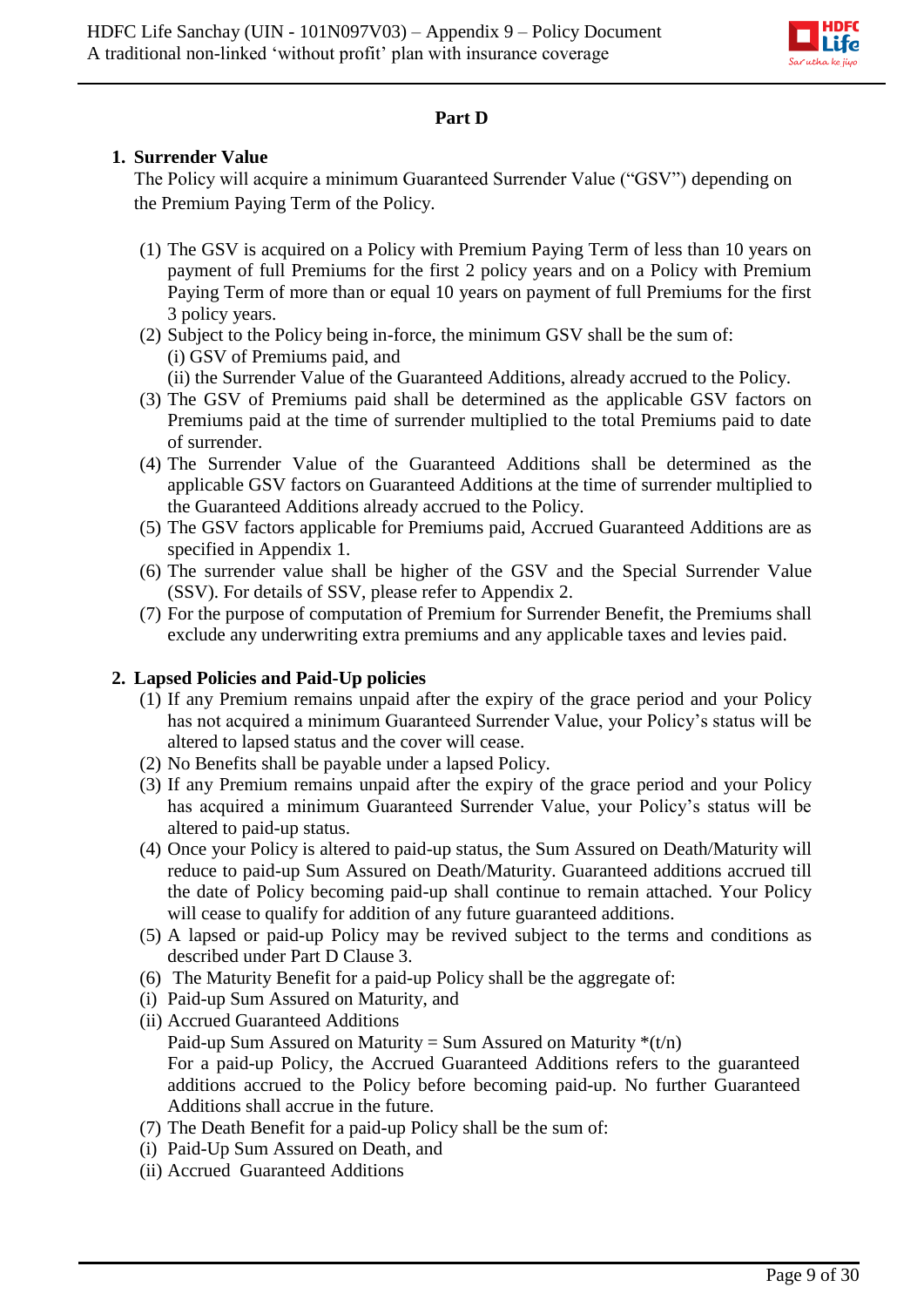## Part D

### 1. Surrender Value

The Policy will acquire a minimum Guaranteed Surrender Value ("GSV") depending on the Premium Paying Term of the Policy.

(1) The GSV is acquired on a Policy with Premium Paying Term of less than 10 years on payment of full Premiums for the first 2 policy years and on a Policy with Premium Paying Term of more than or equal 10 years on payment of full Premiums for the first 3 policy years.

(2) Subject to the Policy being in-force, the minimum GSV shall be the sum of:
(i) GSV of Premiums paid, and
(ii) the Surrender Value of the Guaranteed Additions, already accrued to the Policy.

(3) The GSV of Premiums paid shall be determined as the applicable GSV factors on Premiums paid at the time of surrender multiplied to the total Premiums paid to date of surrender.

(4) The Surrender Value of the Guaranteed Additions shall be determined as the applicable GSV factors on Guaranteed Additions at the time of surrender multiplied to the Guaranteed Additions already accrued to the Policy.

(5) The GSV factors applicable for Premiums paid, Accrued Guaranteed Additions are as specified in Appendix 1.

(6) The surrender value shall be higher of the GSV and the Special Surrender Value (SSV). For details of SSV, please refer to Appendix 2.

(7) For the purpose of computation of Premium for Surrender Benefit, the Premiums shall exclude any underwriting extra premiums and any applicable taxes and levies paid.

### 2. Lapsed Policies and Paid-Up policies

(1) If any Premium remains unpaid after the expiry of the grace period and your Policy has not acquired a minimum Guaranteed Surrender Value, your Policy's status will be altered to lapsed status and the cover will cease.

(2) No Benefits shall be payable under a lapsed Policy.

(3) If any Premium remains unpaid after the expiry of the grace period and your Policy has acquired a minimum Guaranteed Surrender Value, your Policy's status will be altered to paid-up status.

(4) Once your Policy is altered to paid-up status, the Sum Assured on Death/Maturity will reduce to paid-up Sum Assured on Death/Maturity. Guaranteed additions accrued till the date of Policy becoming paid-up shall continue to remain attached. Your Policy will cease to qualify for addition of any future guaranteed additions.

(5) A lapsed or paid-up Policy may be revived subject to the terms and conditions as described under Part D Clause 3.

(6) The Maturity Benefit for a paid-up Policy shall be the aggregate of:
(i) Paid-up Sum Assured on Maturity, and
(ii) Accrued Guaranteed Additions

Paid-up Sum Assured on Maturity = Sum Assured on Maturity $*(t/n)$

For a paid-up Policy, the Accrued Guaranteed Additions refers to the guaranteed additions accrued to the Policy before becoming paid-up. No further Guaranteed Additions shall accrue in the future.

(7) The Death Benefit for a paid-up Policy shall be the sum of:
(i) Paid-Up Sum Assured on Death, and
(ii) Accrued Guaranteed Additions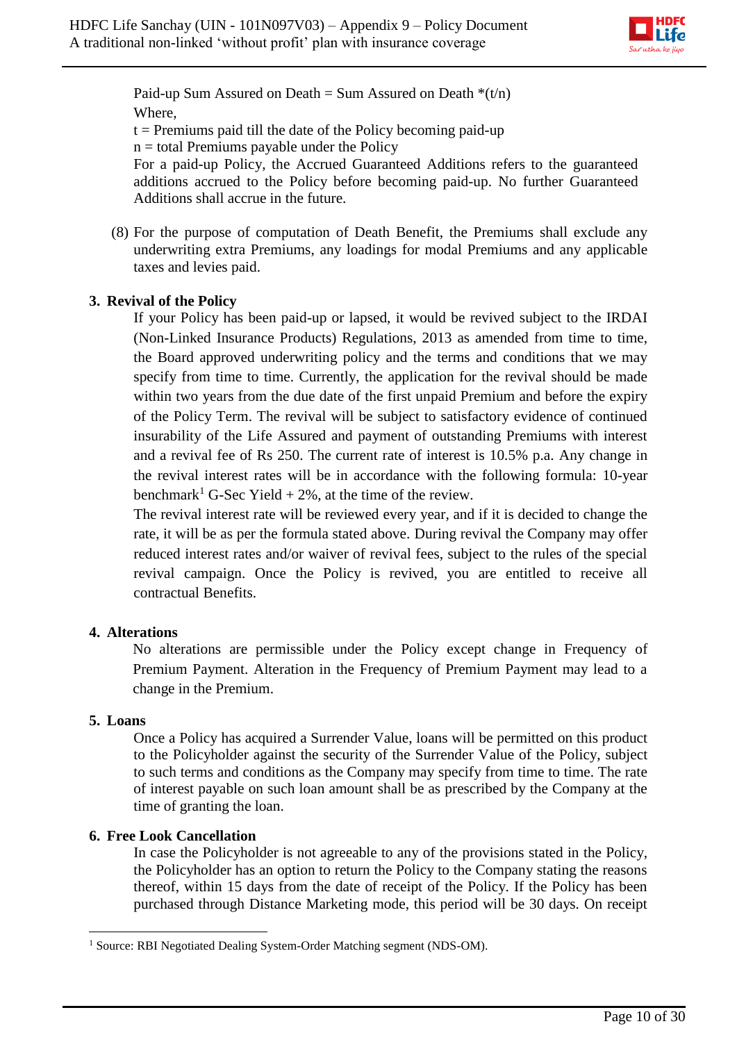Paid-up Sum Assured on Death = Sum Assured on Death *(t/n)

Where,

t = Premiums paid till the date of the Policy becoming paid-up

n = total Premiums payable under the Policy

For a paid-up Policy, the Accrued Guaranteed Additions refers to the guaranteed additions accrued to the Policy before becoming paid-up. No further Guaranteed Additions shall accrue in the future.

(8) For the purpose of computation of Death Benefit, the Premiums shall exclude any underwriting extra Premiums, any loadings for modal Premiums and any applicable taxes and levies paid.

## 3. Revival of the Policy

If your Policy has been paid-up or lapsed, it would be revived subject to the IRDAI (Non-Linked Insurance Products) Regulations, 2013 as amended from time to time, the Board approved underwriting policy and the terms and conditions that we may specify from time to time. Currently, the application for the revival should be made within two years from the due date of the first unpaid Premium and before the expiry of the Policy Term. The revival will be subject to satisfactory evidence of continued insurability of the Life Assured and payment of outstanding Premiums with interest and a revival fee of Rs 250. The current rate of interest is 10.5% p.a. Any change in the revival interest rates will be in accordance with the following formula: 10-year benchmark[1] G-Sec Yield + 2%, at the time of the review.

The revival interest rate will be reviewed every year, and if it is decided to change the rate, it will be as per the formula stated above. During revival the Company may offer reduced interest rates and/or waiver of revival fees, subject to the rules of the special revival campaign. Once the Policy is revived, you are entitled to receive all contractual Benefits.

## 4. Alterations

No alterations are permissible under the Policy except change in Frequency of Premium Payment. Alteration in the Frequency of Premium Payment may lead to a change in the Premium.

## 5. Loans

Once a Policy has acquired a Surrender Value, loans will be permitted on this product to the Policyholder against the security of the Surrender Value of the Policy, subject to such terms and conditions as the Company may specify from time to time. The rate of interest payable on such loan amount shall be as prescribed by the Company at the time of granting the loan.

## 6. Free Look Cancellation

In case the Policyholder is not agreeable to any of the provisions stated in the Policy, the Policyholder has an option to return the Policy to the Company stating the reasons thereof, within 15 days from the date of receipt of the Policy. If the Policy has been purchased through Distance Marketing mode, this period will be 30 days. On receipt

---

[1] Source: RBI Negotiated Dealing System-Order Matching segment (NDS-OM).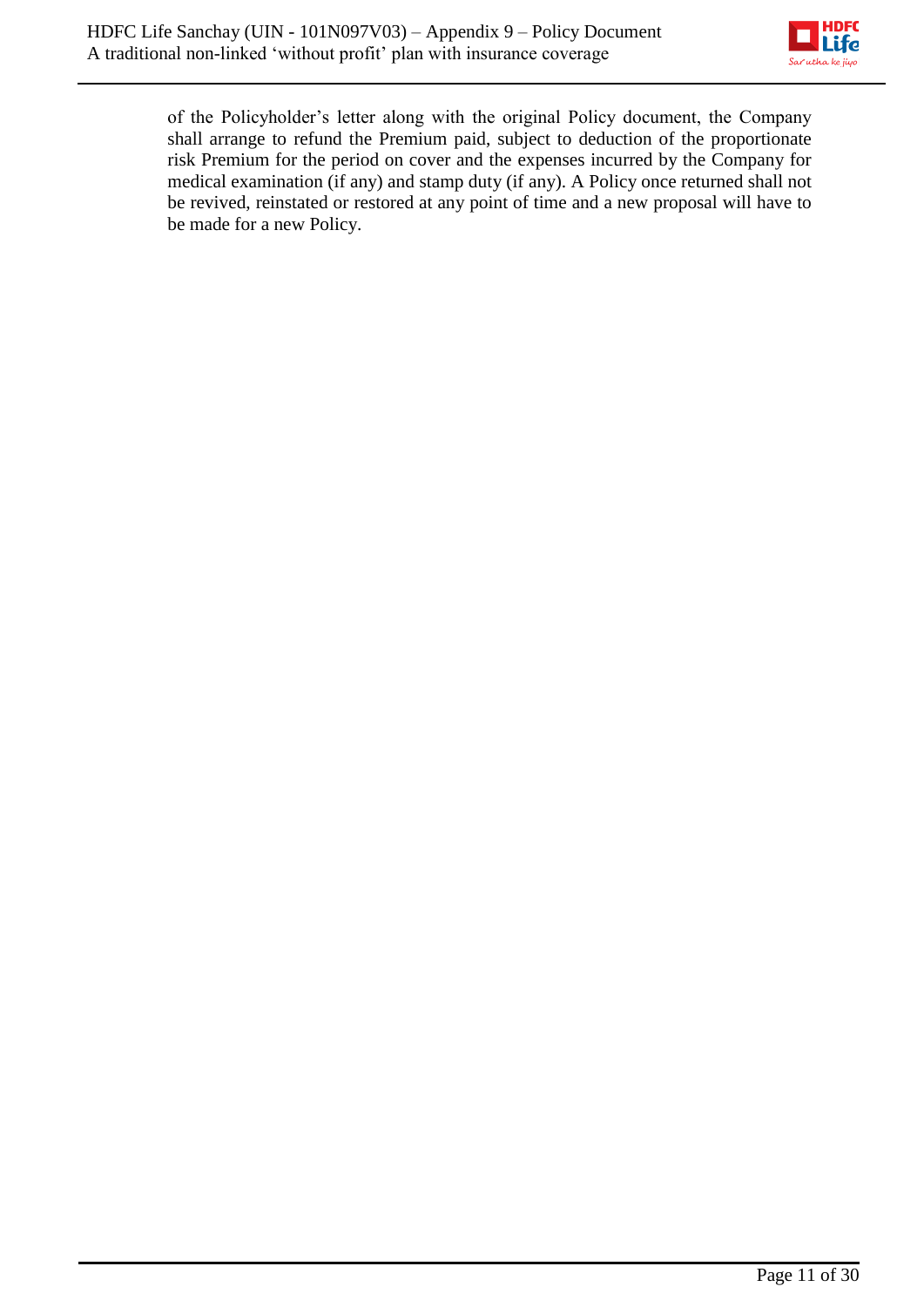of the Policyholder's letter along with the original Policy document, the Company shall arrange to refund the Premium paid, subject to deduction of the proportionate risk Premium for the period on cover and the expenses incurred by the Company for medical examination (if any) and stamp duty (if any). A Policy once returned shall not be revived, reinstated or restored at any point of time and a new proposal will have to be made for a new Policy.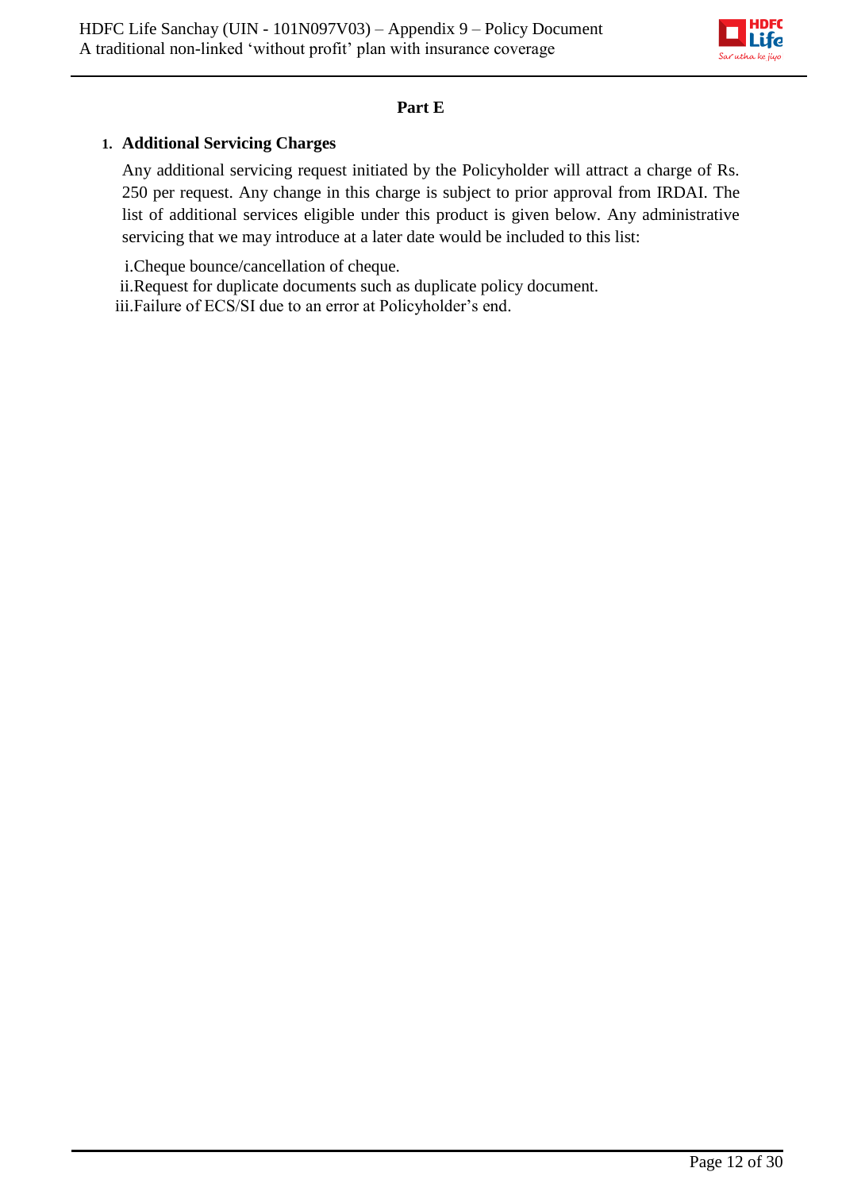**Part E**

1. **Additional Servicing Charges**

   Any additional servicing request initiated by the Policyholder will attract a charge of Rs. 250 per request. Any change in this charge is subject to prior approval from IRDAI. The list of additional services eligible under this product is given below. Any administrative servicing that we may introduce at a later date would be included to this list:

   i. Cheque bounce/cancellation of cheque.
   ii. Request for duplicate documents such as duplicate policy document.
   iii. Failure of ECS/SI due to an error at Policyholder's end.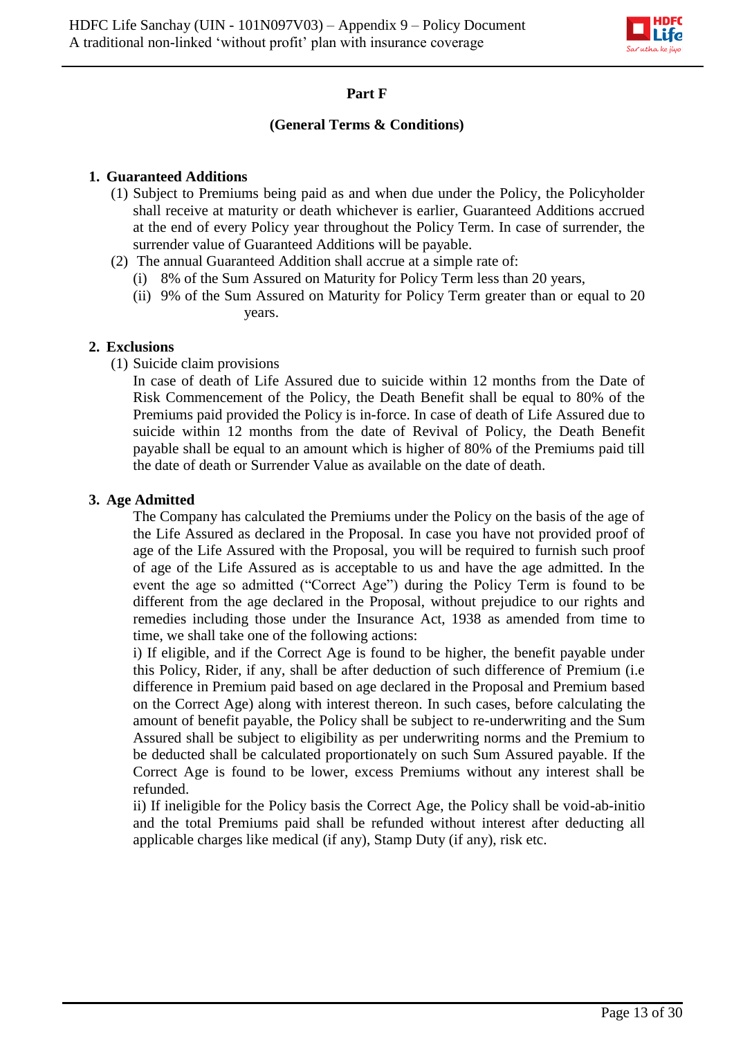## Part F

### (General Terms & Conditions)

**1. Guaranteed Additions**

(1) Subject to Premiums being paid as and when due under the Policy, the Policyholder shall receive at maturity or death whichever is earlier, Guaranteed Additions accrued at the end of every Policy year throughout the Policy Term. In case of surrender, the surrender value of Guaranteed Additions will be payable.

(2) The annual Guaranteed Addition shall accrue at a simple rate of:

(i) 8% of the Sum Assured on Maturity for Policy Term less than 20 years,

(ii) 9% of the Sum Assured on Maturity for Policy Term greater than or equal to 20 years.

**2. Exclusions**

(1) Suicide claim provisions

In case of death of Life Assured due to suicide within 12 months from the Date of Risk Commencement of the Policy, the Death Benefit shall be equal to 80% of the Premiums paid provided the Policy is in-force. In case of death of Life Assured due to suicide within 12 months from the date of Revival of Policy, the Death Benefit payable shall be equal to an amount which is higher of 80% of the Premiums paid till the date of death or Surrender Value as available on the date of death.

**3. Age Admitted**

The Company has calculated the Premiums under the Policy on the basis of the age of the Life Assured as declared in the Proposal. In case you have not provided proof of age of the Life Assured with the Proposal, you will be required to furnish such proof of age of the Life Assured as is acceptable to us and have the age admitted. In the event the age so admitted ("Correct Age") during the Policy Term is found to be different from the age declared in the Proposal, without prejudice to our rights and remedies including those under the Insurance Act, 1938 as amended from time to time, we shall take one of the following actions:

i) If eligible, and if the Correct Age is found to be higher, the benefit payable under this Policy, Rider, if any, shall be after deduction of such difference of Premium (i.e difference in Premium paid based on age declared in the Proposal and Premium based on the Correct Age) along with interest thereon. In such cases, before calculating the amount of benefit payable, the Policy shall be subject to re-underwriting and the Sum Assured shall be subject to eligibility as per underwriting norms and the Premium to be deducted shall be calculated proportionately on such Sum Assured payable. If the Correct Age is found to be lower, excess Premiums without any interest shall be refunded.

ii) If ineligible for the Policy basis the Correct Age, the Policy shall be void-ab-initio and the total Premiums paid shall be refunded without interest after deducting all applicable charges like medical (if any), Stamp Duty (if any), risk etc.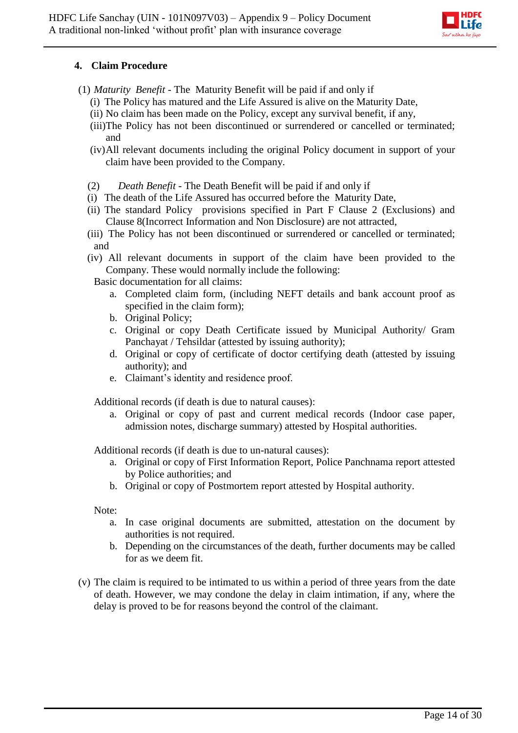## 4. Claim Procedure

(1) *Maturity Benefit* - The Maturity Benefit will be paid if and only if

(i) The Policy has matured and the Life Assured is alive on the Maturity Date,

(ii) No claim has been made on the Policy, except any survival benefit, if any,

(iii) The Policy has not been discontinued or surrendered or cancelled or terminated; and

(iv) All relevant documents including the original Policy document in support of your claim have been provided to the Company.

(2) *Death Benefit* - The Death Benefit will be paid if and only if

(i) The death of the Life Assured has occurred before the Maturity Date,

(ii) The standard Policy provisions specified in Part F Clause 2 (Exclusions) and Clause 8(Incorrect Information and Non Disclosure) are not attracted,

(iii) The Policy has not been discontinued or surrendered or cancelled or terminated; and

(iv) All relevant documents in support of the claim have been provided to the Company. These would normally include the following:

Basic documentation for all claims:

a. Completed claim form, (including NEFT details and bank account proof as specified in the claim form);
b. Original Policy;
c. Original or copy Death Certificate issued by Municipal Authority/ Gram Panchayat / Tehsildar (attested by issuing authority);
d. Original or copy of certificate of doctor certifying death (attested by issuing authority); and
e. Claimant's identity and residence proof.

Additional records (if death is due to natural causes):

a. Original or copy of past and current medical records (Indoor case paper, admission notes, discharge summary) attested by Hospital authorities.

Additional records (if death is due to un-natural causes):

a. Original or copy of First Information Report, Police Panchnama report attested by Police authorities; and
b. Original or copy of Postmortem report attested by Hospital authority.

Note:

a. In case original documents are submitted, attestation on the document by authorities is not required.
b. Depending on the circumstances of the death, further documents may be called for as we deem fit.

(v) The claim is required to be intimated to us within a period of three years from the date of death. However, we may condone the delay in claim intimation, if any, where the delay is proved to be for reasons beyond the control of the claimant.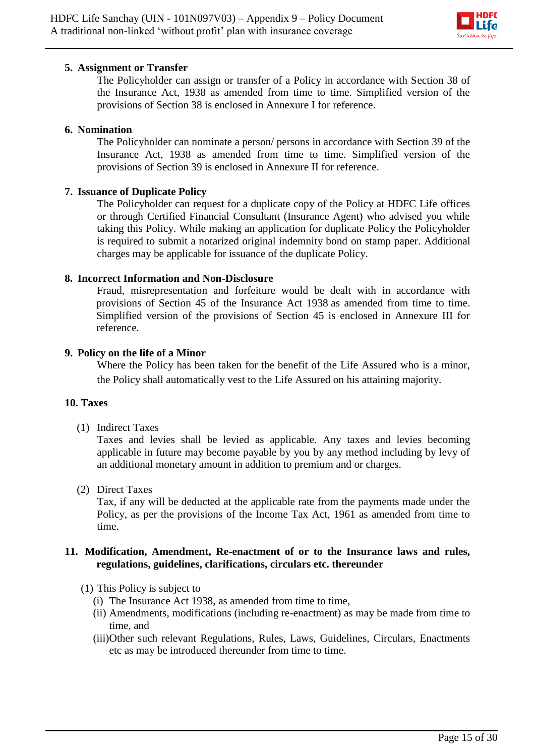**5. Assignment or Transfer**

The Policyholder can assign or transfer of a Policy in accordance with Section 38 of the Insurance Act, 1938 as amended from time to time. Simplified version of the provisions of Section 38 is enclosed in Annexure I for reference.

**6. Nomination**

The Policyholder can nominate a person/ persons in accordance with Section 39 of the Insurance Act, 1938 as amended from time to time. Simplified version of the provisions of Section 39 is enclosed in Annexure II for reference.

**7. Issuance of Duplicate Policy**

The Policyholder can request for a duplicate copy of the Policy at HDFC Life offices or through Certified Financial Consultant (Insurance Agent) who advised you while taking this Policy. While making an application for duplicate Policy the Policyholder is required to submit a notarized original indemnity bond on stamp paper. Additional charges may be applicable for issuance of the duplicate Policy.

**8. Incorrect Information and Non-Disclosure**

Fraud, misrepresentation and forfeiture would be dealt with in accordance with provisions of Section 45 of the Insurance Act 1938 as amended from time to time. Simplified version of the provisions of Section 45 is enclosed in Annexure III for reference.

**9. Policy on the life of a Minor**

Where the Policy has been taken for the benefit of the Life Assured who is a minor, the Policy shall automatically vest to the Life Assured on his attaining majority.

**10. Taxes**

(1) Indirect Taxes

Taxes and levies shall be levied as applicable. Any taxes and levies becoming applicable in future may become payable by you by any method including by levy of an additional monetary amount in addition to premium and or charges.

(2) Direct Taxes

Tax, if any will be deducted at the applicable rate from the payments made under the Policy, as per the provisions of the Income Tax Act, 1961 as amended from time to time.

**11. Modification, Amendment, Re-enactment of or to the Insurance laws and rules, regulations, guidelines, clarifications, circulars etc. thereunder**

(1) This Policy is subject to

(i) The Insurance Act 1938, as amended from time to time,

(ii) Amendments, modifications (including re-enactment) as may be made from time to time, and

(iii) Other such relevant Regulations, Rules, Laws, Guidelines, Circulars, Enactments etc as may be introduced thereunder from time to time.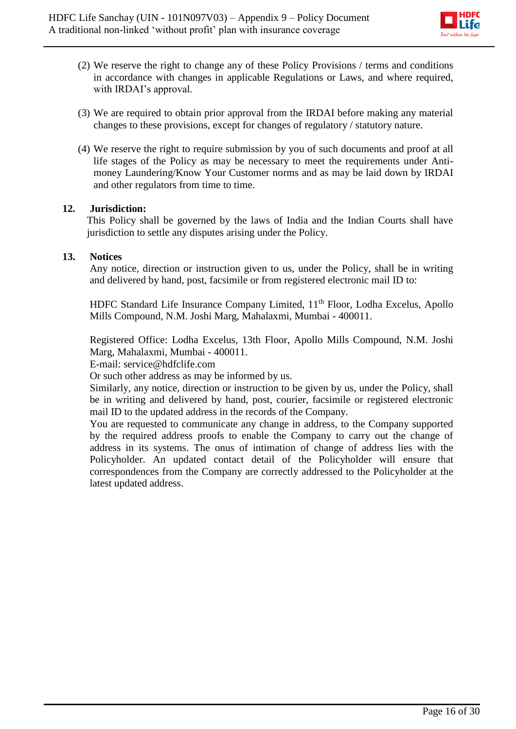(2) We reserve the right to change any of these Policy Provisions / terms and conditions in accordance with changes in applicable Regulations or Laws, and where required, with IRDAI's approval.

(3) We are required to obtain prior approval from the IRDAI before making any material changes to these provisions, except for changes of regulatory / statutory nature.

(4) We reserve the right to require submission by you of such documents and proof at all life stages of the Policy as may be necessary to meet the requirements under Anti-money Laundering/Know Your Customer norms and as may be laid down by IRDAI and other regulators from time to time.

**12. Jurisdiction:**

This Policy shall be governed by the laws of India and the Indian Courts shall have jurisdiction to settle any disputes arising under the Policy.

**13. Notices**

Any notice, direction or instruction given to us, under the Policy, shall be in writing and delivered by hand, post, facsimile or from registered electronic mail ID to:

HDFC Standard Life Insurance Company Limited, 11th Floor, Lodha Excelus, Apollo Mills Compound, N.M. Joshi Marg, Mahalaxmi, Mumbai - 400011.

Registered Office: Lodha Excelus, 13th Floor, Apollo Mills Compound, N.M. Joshi Marg, Mahalaxmi, Mumbai - 400011.
E-mail: service@hdfclife.com
Or such other address as may be informed by us.
Similarly, any notice, direction or instruction to be given by us, under the Policy, shall be in writing and delivered by hand, post, courier, facsimile or registered electronic mail ID to the updated address in the records of the Company.
You are requested to communicate any change in address, to the Company supported by the required address proofs to enable the Company to carry out the change of address in its systems. The onus of intimation of change of address lies with the Policyholder. An updated contact detail of the Policyholder will ensure that correspondences from the Company are correctly addressed to the Policyholder at the latest updated address.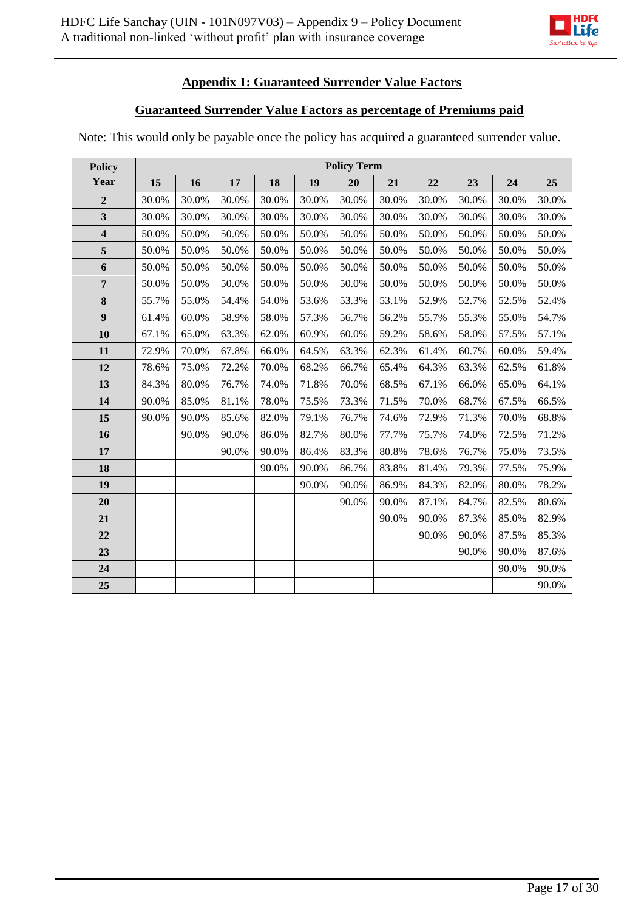## Appendix 1: Guaranteed Surrender Value Factors

### Guaranteed Surrender Value Factors as percentage of Premiums paid

Note: This would only be payable once the policy has acquired a guaranteed surrender value.

| Policy Year | Policy Term | | | | | | | | | | |
|---|---|---|---|---|---|---|---|---|---|---|---|
| | 15 | 16 | 17 | 18 | 19 | 20 | 21 | 22 | 23 | 24 | 25 |
| 2 | 30.0% | 30.0% | 30.0% | 30.0% | 30.0% | 30.0% | 30.0% | 30.0% | 30.0% | 30.0% | 30.0% |
| 3 | 30.0% | 30.0% | 30.0% | 30.0% | 30.0% | 30.0% | 30.0% | 30.0% | 30.0% | 30.0% | 30.0% |
| 4 | 50.0% | 50.0% | 50.0% | 50.0% | 50.0% | 50.0% | 50.0% | 50.0% | 50.0% | 50.0% | 50.0% |
| 5 | 50.0% | 50.0% | 50.0% | 50.0% | 50.0% | 50.0% | 50.0% | 50.0% | 50.0% | 50.0% | 50.0% |
| 6 | 50.0% | 50.0% | 50.0% | 50.0% | 50.0% | 50.0% | 50.0% | 50.0% | 50.0% | 50.0% | 50.0% |
| 7 | 50.0% | 50.0% | 50.0% | 50.0% | 50.0% | 50.0% | 50.0% | 50.0% | 50.0% | 50.0% | 50.0% |
| 8 | 55.7% | 55.0% | 54.4% | 54.0% | 53.6% | 53.3% | 53.1% | 52.9% | 52.7% | 52.5% | 52.4% |
| 9 | 61.4% | 60.0% | 58.9% | 58.0% | 57.3% | 56.7% | 56.2% | 55.7% | 55.3% | 55.0% | 54.7% |
| 10 | 67.1% | 65.0% | 63.3% | 62.0% | 60.9% | 60.0% | 59.2% | 58.6% | 58.0% | 57.5% | 57.1% |
| 11 | 72.9% | 70.0% | 67.8% | 66.0% | 64.5% | 63.3% | 62.3% | 61.4% | 60.7% | 60.0% | 59.4% |
| 12 | 78.6% | 75.0% | 72.2% | 70.0% | 68.2% | 66.7% | 65.4% | 64.3% | 63.3% | 62.5% | 61.8% |
| 13 | 84.3% | 80.0% | 76.7% | 74.0% | 71.8% | 70.0% | 68.5% | 67.1% | 66.0% | 65.0% | 64.1% |
| 14 | 90.0% | 85.0% | 81.1% | 78.0% | 75.5% | 73.3% | 71.5% | 70.0% | 68.7% | 67.5% | 66.5% |
| 15 | 90.0% | 90.0% | 85.6% | 82.0% | 79.1% | 76.7% | 74.6% | 72.9% | 71.3% | 70.0% | 68.8% |
| 16 | | 90.0% | 90.0% | 86.0% | 82.7% | 80.0% | 77.7% | 75.7% | 74.0% | 72.5% | 71.2% |
| 17 | | | 90.0% | 90.0% | 86.4% | 83.3% | 80.8% | 78.6% | 76.7% | 75.0% | 73.5% |
| 18 | | | | 90.0% | 90.0% | 86.7% | 83.8% | 81.4% | 79.3% | 77.5% | 75.9% |
| 19 | | | | | 90.0% | 90.0% | 86.9% | 84.3% | 82.0% | 80.0% | 78.2% |
| 20 | | | | | | 90.0% | 90.0% | 87.1% | 84.7% | 82.5% | 80.6% |
| 21 | | | | | | | 90.0% | 90.0% | 87.3% | 85.0% | 82.9% |
| 22 | | | | | | | | 90.0% | 90.0% | 87.5% | 85.3% |
| 23 | | | | | | | | | 90.0% | 90.0% | 87.6% |
| 24 | | | | | | | | | | 90.0% | 90.0% |
| 25 | | | | | | | | | | | 90.0% |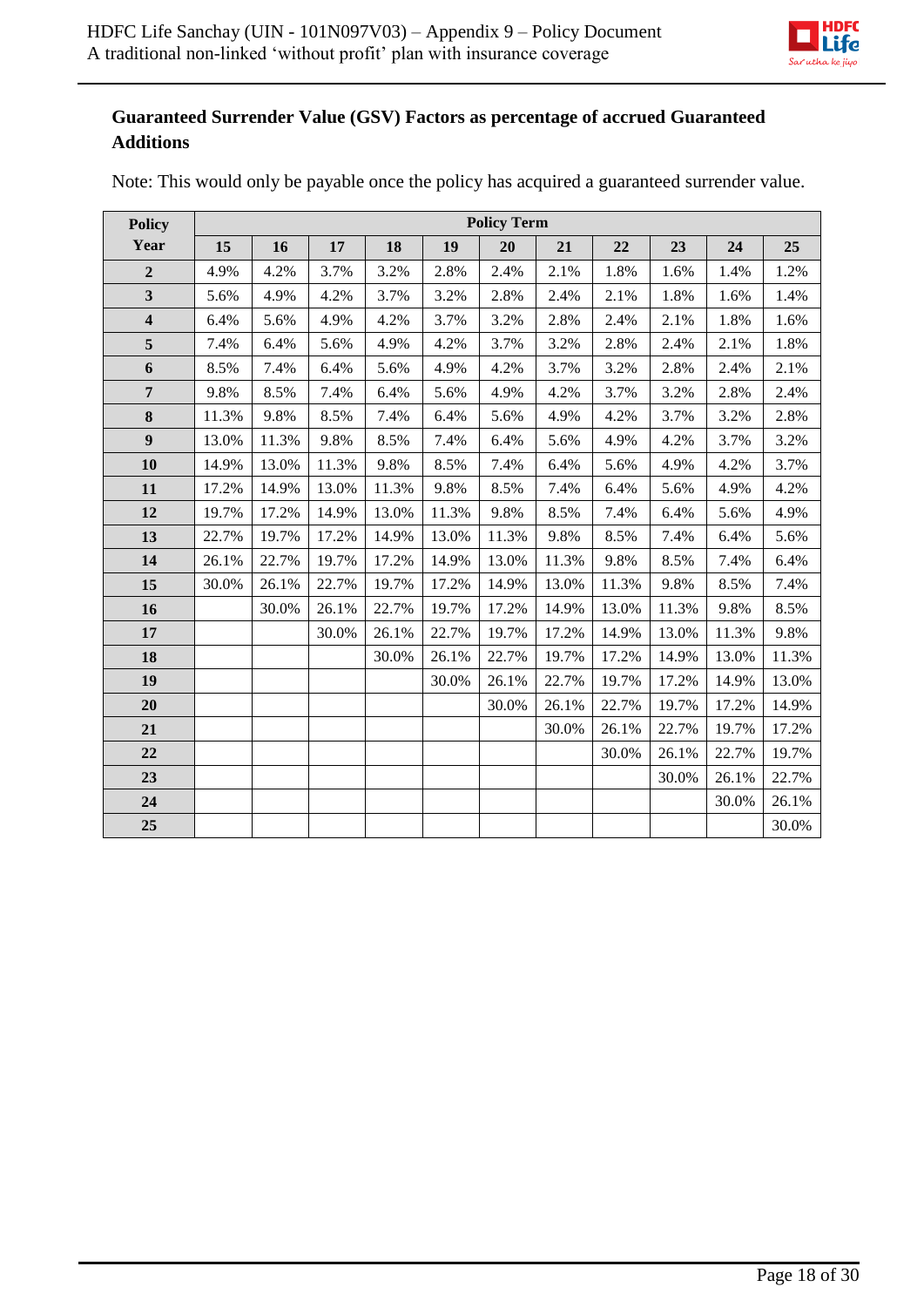## Guaranteed Surrender Value (GSV) Factors as percentage of accrued Guaranteed Additions

Note: This would only be payable once the policy has acquired a guaranteed surrender value.

| Policy Year | Policy Term | | | | | | | | | | |
|---|---|---|---|---|---|---|---|---|---|---|---|
| | 15 | 16 | 17 | 18 | 19 | 20 | 21 | 22 | 23 | 24 | 25 |
| 2 | 4.9% | 4.2% | 3.7% | 3.2% | 2.8% | 2.4% | 2.1% | 1.8% | 1.6% | 1.4% | 1.2% |
| 3 | 5.6% | 4.9% | 4.2% | 3.7% | 3.2% | 2.8% | 2.4% | 2.1% | 1.8% | 1.6% | 1.4% |
| 4 | 6.4% | 5.6% | 4.9% | 4.2% | 3.7% | 3.2% | 2.8% | 2.4% | 2.1% | 1.8% | 1.6% |
| 5 | 7.4% | 6.4% | 5.6% | 4.9% | 4.2% | 3.7% | 3.2% | 2.8% | 2.4% | 2.1% | 1.8% |
| 6 | 8.5% | 7.4% | 6.4% | 5.6% | 4.9% | 4.2% | 3.7% | 3.2% | 2.8% | 2.4% | 2.1% |
| 7 | 9.8% | 8.5% | 7.4% | 6.4% | 5.6% | 4.9% | 4.2% | 3.7% | 3.2% | 2.8% | 2.4% |
| 8 | 11.3% | 9.8% | 8.5% | 7.4% | 6.4% | 5.6% | 4.9% | 4.2% | 3.7% | 3.2% | 2.8% |
| 9 | 13.0% | 11.3% | 9.8% | 8.5% | 7.4% | 6.4% | 5.6% | 4.9% | 4.2% | 3.7% | 3.2% |
| 10 | 14.9% | 13.0% | 11.3% | 9.8% | 8.5% | 7.4% | 6.4% | 5.6% | 4.9% | 4.2% | 3.7% |
| 11 | 17.2% | 14.9% | 13.0% | 11.3% | 9.8% | 8.5% | 7.4% | 6.4% | 5.6% | 4.9% | 4.2% |
| 12 | 19.7% | 17.2% | 14.9% | 13.0% | 11.3% | 9.8% | 8.5% | 7.4% | 6.4% | 5.6% | 4.9% |
| 13 | 22.7% | 19.7% | 17.2% | 14.9% | 13.0% | 11.3% | 9.8% | 8.5% | 7.4% | 6.4% | 5.6% |
| 14 | 26.1% | 22.7% | 19.7% | 17.2% | 14.9% | 13.0% | 11.3% | 9.8% | 8.5% | 7.4% | 6.4% |
| 15 | 30.0% | 26.1% | 22.7% | 19.7% | 17.2% | 14.9% | 13.0% | 11.3% | 9.8% | 8.5% | 7.4% |
| 16 | | 30.0% | 26.1% | 22.7% | 19.7% | 17.2% | 14.9% | 13.0% | 11.3% | 9.8% | 8.5% |
| 17 | | | 30.0% | 26.1% | 22.7% | 19.7% | 17.2% | 14.9% | 13.0% | 11.3% | 9.8% |
| 18 | | | | 30.0% | 26.1% | 22.7% | 19.7% | 17.2% | 14.9% | 13.0% | 11.3% |
| 19 | | | | | 30.0% | 26.1% | 22.7% | 19.7% | 17.2% | 14.9% | 13.0% |
| 20 | | | | | | 30.0% | 26.1% | 22.7% | 19.7% | 17.2% | 14.9% |
| 21 | | | | | | | 30.0% | 26.1% | 22.7% | 19.7% | 17.2% |
| 22 | | | | | | | | 30.0% | 26.1% | 22.7% | 19.7% |
| 23 | | | | | | | | | 30.0% | 26.1% | 22.7% |
| 24 | | | | | | | | | | 30.0% | 26.1% |
| 25 | | | | | | | | | | | 30.0% |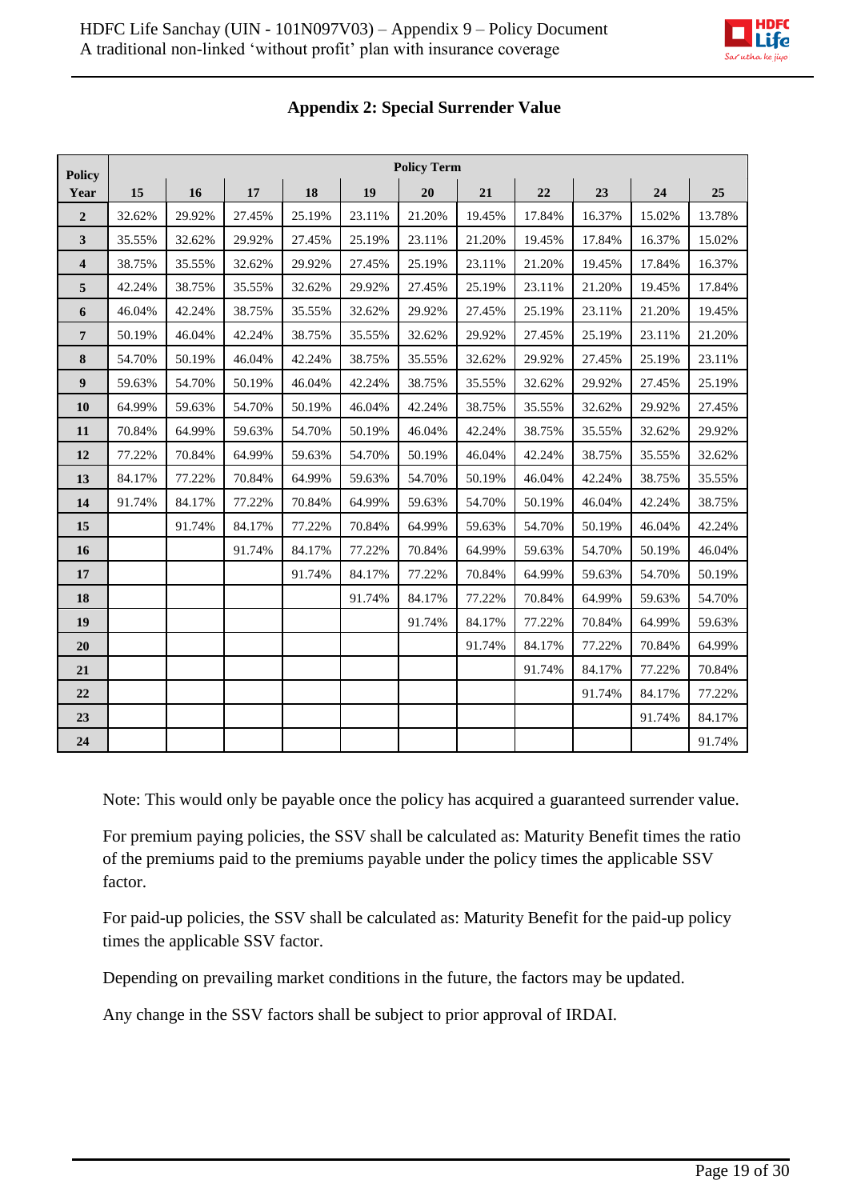## Appendix 2: Special Surrender Value

| Policy Year | Policy Term | | | | | | | | | | |
|---|---|---|---|---|---|---|---|---|---|---|---|
| | 15 | 16 | 17 | 18 | 19 | 20 | 21 | 22 | 23 | 24 | 25 |
| **2** | 32.62% | 29.92% | 27.45% | 25.19% | 23.11% | 21.20% | 19.45% | 17.84% | 16.37% | 15.02% | 13.78% |
| **3** | 35.55% | 32.62% | 29.92% | 27.45% | 25.19% | 23.11% | 21.20% | 19.45% | 17.84% | 16.37% | 15.02% |
| **4** | 38.75% | 35.55% | 32.62% | 29.92% | 27.45% | 25.19% | 23.11% | 21.20% | 19.45% | 17.84% | 16.37% |
| **5** | 42.24% | 38.75% | 35.55% | 32.62% | 29.92% | 27.45% | 25.19% | 23.11% | 21.20% | 19.45% | 17.84% |
| **6** | 46.04% | 42.24% | 38.75% | 35.55% | 32.62% | 29.92% | 27.45% | 25.19% | 23.11% | 21.20% | 19.45% |
| **7** | 50.19% | 46.04% | 42.24% | 38.75% | 35.55% | 32.62% | 29.92% | 27.45% | 25.19% | 23.11% | 21.20% |
| **8** | 54.70% | 50.19% | 46.04% | 42.24% | 38.75% | 35.55% | 32.62% | 29.92% | 27.45% | 25.19% | 23.11% |
| **9** | 59.63% | 54.70% | 50.19% | 46.04% | 42.24% | 38.75% | 35.55% | 32.62% | 29.92% | 27.45% | 25.19% |
| **10** | 64.99% | 59.63% | 54.70% | 50.19% | 46.04% | 42.24% | 38.75% | 35.55% | 32.62% | 29.92% | 27.45% |
| **11** | 70.84% | 64.99% | 59.63% | 54.70% | 50.19% | 46.04% | 42.24% | 38.75% | 35.55% | 32.62% | 29.92% |
| **12** | 77.22% | 70.84% | 64.99% | 59.63% | 54.70% | 50.19% | 46.04% | 42.24% | 38.75% | 35.55% | 32.62% |
| **13** | 84.17% | 77.22% | 70.84% | 64.99% | 59.63% | 54.70% | 50.19% | 46.04% | 42.24% | 38.75% | 35.55% |
| **14** | 91.74% | 84.17% | 77.22% | 70.84% | 64.99% | 59.63% | 54.70% | 50.19% | 46.04% | 42.24% | 38.75% |
| **15** | | 91.74% | 84.17% | 77.22% | 70.84% | 64.99% | 59.63% | 54.70% | 50.19% | 46.04% | 42.24% |
| **16** | | | 91.74% | 84.17% | 77.22% | 70.84% | 64.99% | 59.63% | 54.70% | 50.19% | 46.04% |
| **17** | | | | 91.74% | 84.17% | 77.22% | 70.84% | 64.99% | 59.63% | 54.70% | 50.19% |
| **18** | | | | | 91.74% | 84.17% | 77.22% | 70.84% | 64.99% | 59.63% | 54.70% |
| **19** | | | | | | 91.74% | 84.17% | 77.22% | 70.84% | 64.99% | 59.63% |
| **20** | | | | | | | 91.74% | 84.17% | 77.22% | 70.84% | 64.99% |
| **21** | | | | | | | | 91.74% | 84.17% | 77.22% | 70.84% |
| **22** | | | | | | | | | 91.74% | 84.17% | 77.22% |
| **23** | | | | | | | | | | 91.74% | 84.17% |
| **24** | | | | | | | | | | | 91.74% |

Note: This would only be payable once the policy has acquired a guaranteed surrender value.

For premium paying policies, the SSV shall be calculated as: Maturity Benefit times the ratio of the premiums paid to the premiums payable under the policy times the applicable SSV factor.

For paid-up policies, the SSV shall be calculated as: Maturity Benefit for the paid-up policy times the applicable SSV factor.

Depending on prevailing market conditions in the future, the factors may be updated.

Any change in the SSV factors shall be subject to prior approval of IRDAI.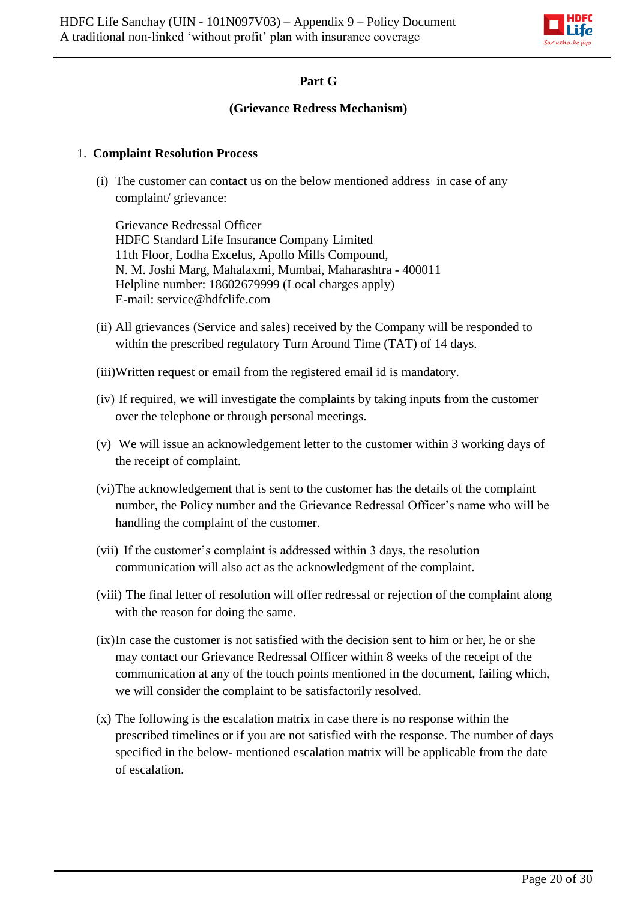## Part G

### (Grievance Redress Mechanism)

1. **Complaint Resolution Process**

   (i) The customer can contact us on the below mentioned address in case of any complaint/ grievance:

   Grievance Redressal Officer
   HDFC Standard Life Insurance Company Limited
   11th Floor, Lodha Excelus, Apollo Mills Compound,
   N. M. Joshi Marg, Mahalaxmi, Mumbai, Maharashtra - 400011
   Helpline number: 18602679999 (Local charges apply)
   E-mail: service@hdfclife.com

   (ii) All grievances (Service and sales) received by the Company will be responded to within the prescribed regulatory Turn Around Time (TAT) of 14 days.

   (iii) Written request or email from the registered email id is mandatory.

   (iv) If required, we will investigate the complaints by taking inputs from the customer over the telephone or through personal meetings.

   (v) We will issue an acknowledgement letter to the customer within 3 working days of the receipt of complaint.

   (vi) The acknowledgement that is sent to the customer has the details of the complaint number, the Policy number and the Grievance Redressal Officer's name who will be handling the complaint of the customer.

   (vii) If the customer's complaint is addressed within 3 days, the resolution communication will also act as the acknowledgment of the complaint.

   (viii) The final letter of resolution will offer redressal or rejection of the complaint along with the reason for doing the same.

   (ix) In case the customer is not satisfied with the decision sent to him or her, he or she may contact our Grievance Redressal Officer within 8 weeks of the receipt of the communication at any of the touch points mentioned in the document, failing which, we will consider the complaint to be satisfactorily resolved.

   (x) The following is the escalation matrix in case there is no response within the prescribed timelines or if you are not satisfied with the response. The number of days specified in the below- mentioned escalation matrix will be applicable from the date of escalation.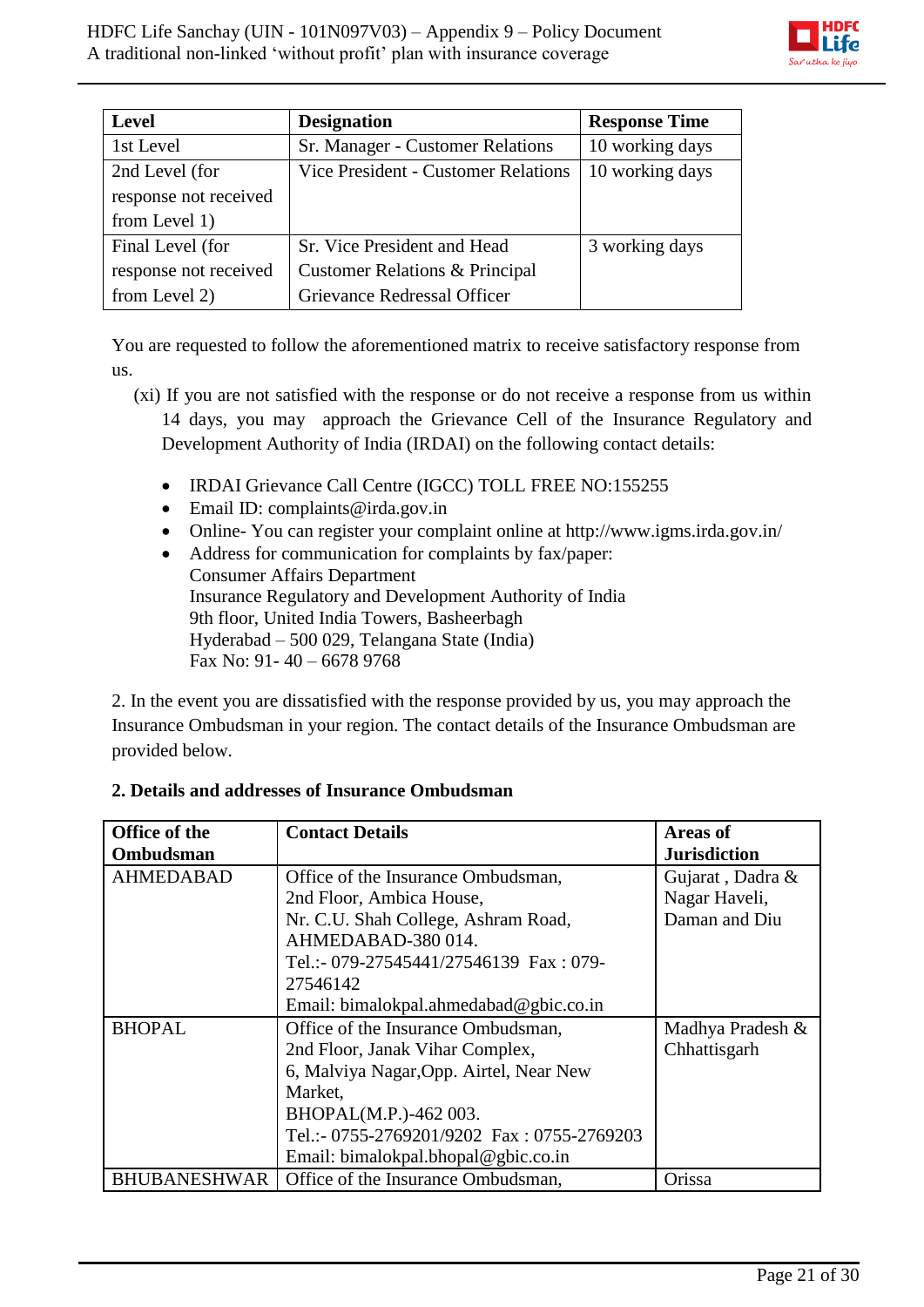| Level | Designation | Response Time |
| --- | --- | --- |
| 1st Level | Sr. Manager - Customer Relations | 10 working days |
| 2nd Level (for response not received from Level 1) | Vice President - Customer Relations | 10 working days |
| Final Level (for response not received from Level 2) | Sr. Vice President and Head Customer Relations & Principal Grievance Redressal Officer | 3 working days |

You are requested to follow the aforementioned matrix to receive satisfactory response from us.

(xi) If you are not satisfied with the response or do not receive a response from us within 14 days, you may approach the Grievance Cell of the Insurance Regulatory and Development Authority of India (IRDAI) on the following contact details:

- IRDAI Grievance Call Centre (IGCC) TOLL FREE NO:155255
- Email ID: complaints@irda.gov.in
- Online- You can register your complaint online at http://www.igms.irda.gov.in/
- Address for communication for complaints by fax/paper:
  Consumer Affairs Department
  Insurance Regulatory and Development Authority of India
  9th floor, United India Towers, Basheerbagh
  Hyderabad – 500 029, Telangana State (India)
  Fax No: 91- 40 – 6678 9768

2. In the event you are dissatisfied with the response provided by us, you may approach the Insurance Ombudsman in your region. The contact details of the Insurance Ombudsman are provided below.

**2. Details and addresses of Insurance Ombudsman**

| Office of the Ombudsman | Contact Details | Areas of Jurisdiction |
| --- | --- | --- |
| AHMEDABAD | Office of the Insurance Ombudsman, 2nd Floor, Ambica House, Nr. C.U. Shah College, Ashram Road, AHMEDABAD-380 014. Tel.:- 079-27545441/27546139 Fax : 079-27546142 Email: bimalokpal.ahmedabad@gbic.co.in | Gujarat , Dadra & Nagar Haveli, Daman and Diu |
| BHOPAL | Office of the Insurance Ombudsman, 2nd Floor, Janak Vihar Complex, 6, Malviya Nagar,Opp. Airtel, Near New Market, BHOPAL(M.P.)-462 003. Tel.:- 0755-2769201/9202 Fax : 0755-2769203 Email: bimalokpal.bhopal@gbic.co.in | Madhya Pradesh & Chhattisgarh |
| BHUBANESHWAR | Office of the Insurance Ombudsman, | Orissa |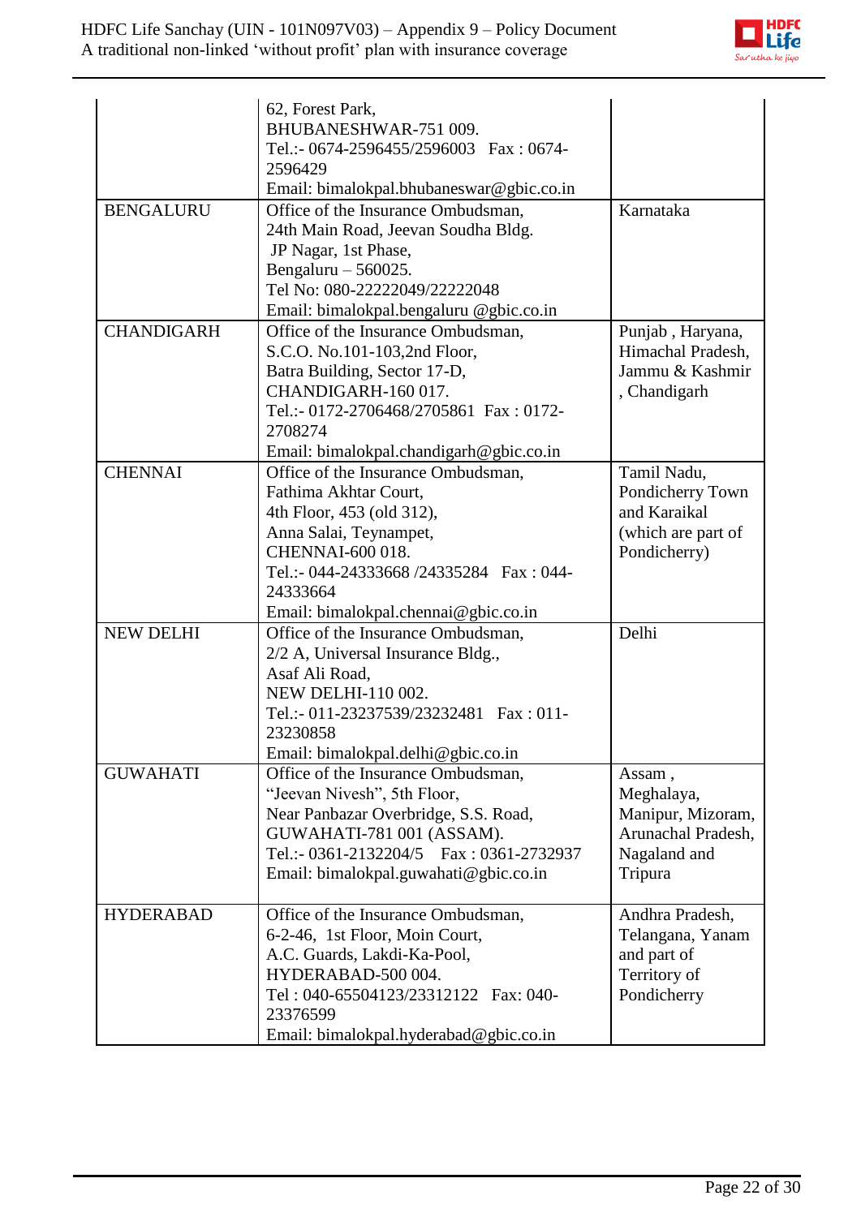| | | |
|---|---|---|
| | 62, Forest Park,<br>BHUBANESHWAR-751 009.<br>Tel.:- 0674-2596455/2596003 Fax : 0674-2596429<br>Email: bimalokpal.bhubaneswar@gbic.co.in | |
| BENGALURU | Office of the Insurance Ombudsman,<br>24th Main Road, Jeevan Soudha Bldg.<br>JP Nagar, 1st Phase,<br>Bengaluru – 560025.<br>Tel No: 080-22222049/22222048<br>Email: bimalokpal.bengaluru @gbic.co.in | Karnataka |
| CHANDIGARH | Office of the Insurance Ombudsman,<br>S.C.O. No.101-103,2nd Floor,<br>Batra Building, Sector 17-D,<br>CHANDIGARH-160 017.<br>Tel.:- 0172-2706468/2705861 Fax : 0172-2708274<br>Email: bimalokpal.chandigarh@gbic.co.in | Punjab , Haryana, Himachal Pradesh, Jammu & Kashmir , Chandigarh |
| CHENNAI | Office of the Insurance Ombudsman,<br>Fathima Akhtar Court,<br>4th Floor, 453 (old 312),<br>Anna Salai, Teynampet,<br>CHENNAI-600 018.<br>Tel.:- 044-24333668 /24335284 Fax : 044-24333664<br>Email: bimalokpal.chennai@gbic.co.in | Tamil Nadu, Pondicherry Town and Karaikal (which are part of Pondicherry) |
| NEW DELHI | Office of the Insurance Ombudsman,<br>2/2 A, Universal Insurance Bldg.,<br>Asaf Ali Road,<br>NEW DELHI-110 002.<br>Tel.:- 011-23237539/23232481 Fax : 011-23230858<br>Email: bimalokpal.delhi@gbic.co.in | Delhi |
| GUWAHATI | Office of the Insurance Ombudsman,<br>"Jeevan Nivesh", 5th Floor,<br>Near Panbazar Overbridge, S.S. Road,<br>GUWAHATI-781 001 (ASSAM).<br>Tel.:- 0361-2132204/5 Fax : 0361-2732937<br>Email: bimalokpal.guwahati@gbic.co.in | Assam , Meghalaya, Manipur, Mizoram, Arunachal Pradesh, Nagaland and Tripura |
| HYDERABAD | Office of the Insurance Ombudsman,<br>6-2-46, 1st Floor, Moin Court,<br>A.C. Guards, Lakdi-Ka-Pool,<br>HYDERABAD-500 004.<br>Tel : 040-65504123/23312122 Fax: 040-23376599<br>Email: bimalokpal.hyderabad@gbic.co.in | Andhra Pradesh, Telangana, Yanam and part of Territory of Pondicherry |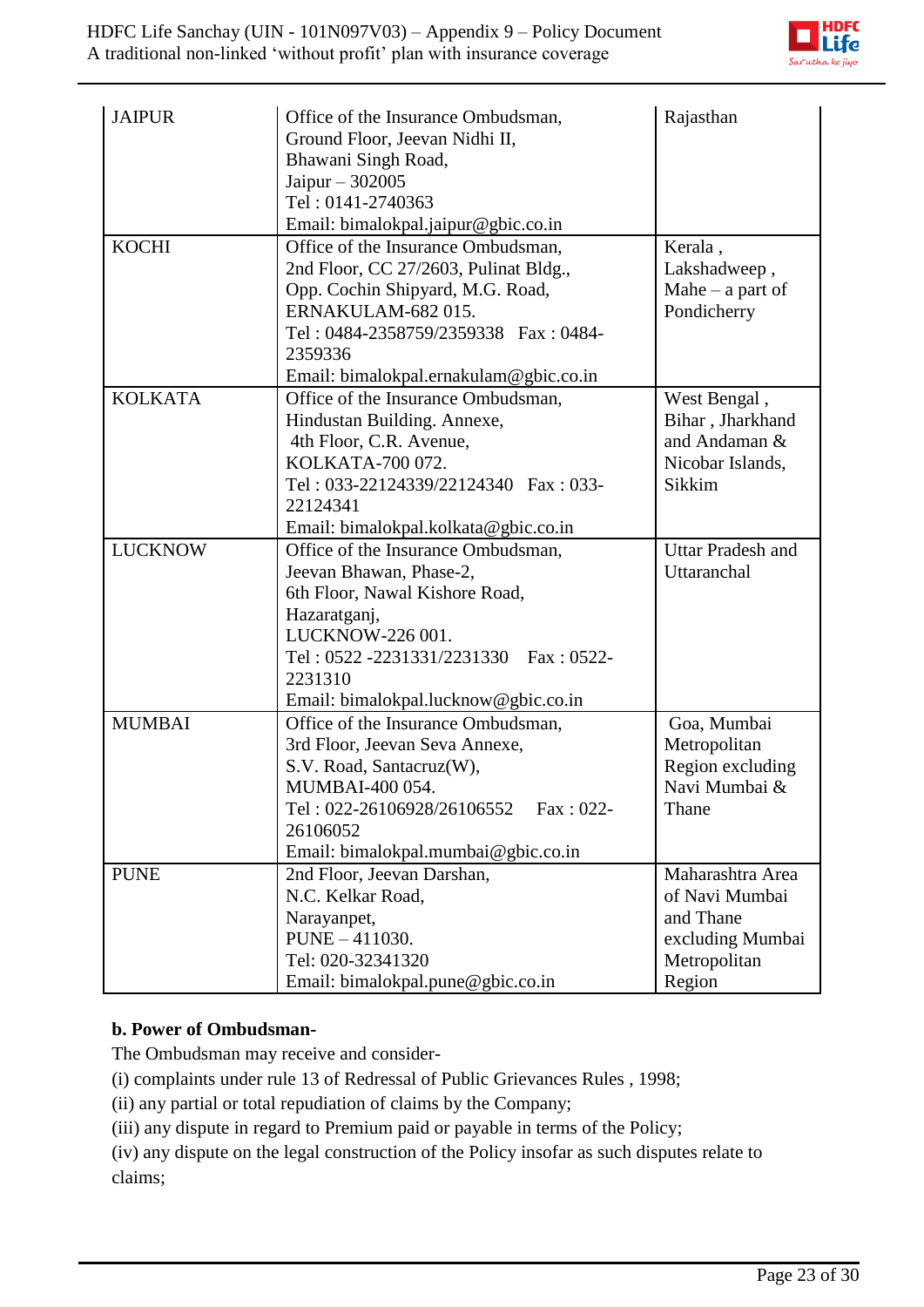| | | |
|---|---|---|
| JAIPUR | Office of the Insurance Ombudsman, Ground Floor, Jeevan Nidhi II, Bhawani Singh Road, Jaipur – 302005 Tel : 0141-2740363 Email: bimalokpal.jaipur@gbic.co.in | Rajasthan |
| KOCHI | Office of the Insurance Ombudsman, 2nd Floor, CC 27/2603, Pulinat Bldg., Opp. Cochin Shipyard, M.G. Road, ERNAKULAM-682 015. Tel : 0484-2358759/2359338 Fax : 0484-2359336 Email: bimalokpal.ernakulam@gbic.co.in | Kerala , Lakshadweep , Mahe – a part of Pondicherry |
| KOLKATA | Office of the Insurance Ombudsman, Hindustan Building. Annexe, 4th Floor, C.R. Avenue, KOLKATA-700 072. Tel : 033-22124339/22124340 Fax : 033-22124341 Email: bimalokpal.kolkata@gbic.co.in | West Bengal , Bihar , Jharkhand and Andaman & Nicobar Islands, Sikkim |
| LUCKNOW | Office of the Insurance Ombudsman, Jeevan Bhawan, Phase-2, 6th Floor, Nawal Kishore Road, Hazaratganj, LUCKNOW-226 001. Tel : 0522 -2231331/2231330 Fax : 0522-2231310 Email: bimalokpal.lucknow@gbic.co.in | Uttar Pradesh and Uttaranchal |
| MUMBAI | Office of the Insurance Ombudsman, 3rd Floor, Jeevan Seva Annexe, S.V. Road, Santacruz(W), MUMBAI-400 054. Tel : 022-26106928/26106552 Fax : 022-26106052 Email: bimalokpal.mumbai@gbic.co.in | Goa, Mumbai Metropolitan Region excluding Navi Mumbai & Thane |
| PUNE | 2nd Floor, Jeevan Darshan, N.C. Kelkar Road, Narayanpet, PUNE – 411030. Tel: 020-32341320 Email: bimalokpal.pune@gbic.co.in | Maharashtra Area of Navi Mumbai and Thane excluding Mumbai Metropolitan Region |

**b. Power of Ombudsman-**

The Ombudsman may receive and consider-

(i) complaints under rule 13 of Redressal of Public Grievances Rules , 1998;

(ii) any partial or total repudiation of claims by the Company;

(iii) any dispute in regard to Premium paid or payable in terms of the Policy;

(iv) any dispute on the legal construction of the Policy insofar as such disputes relate to claims;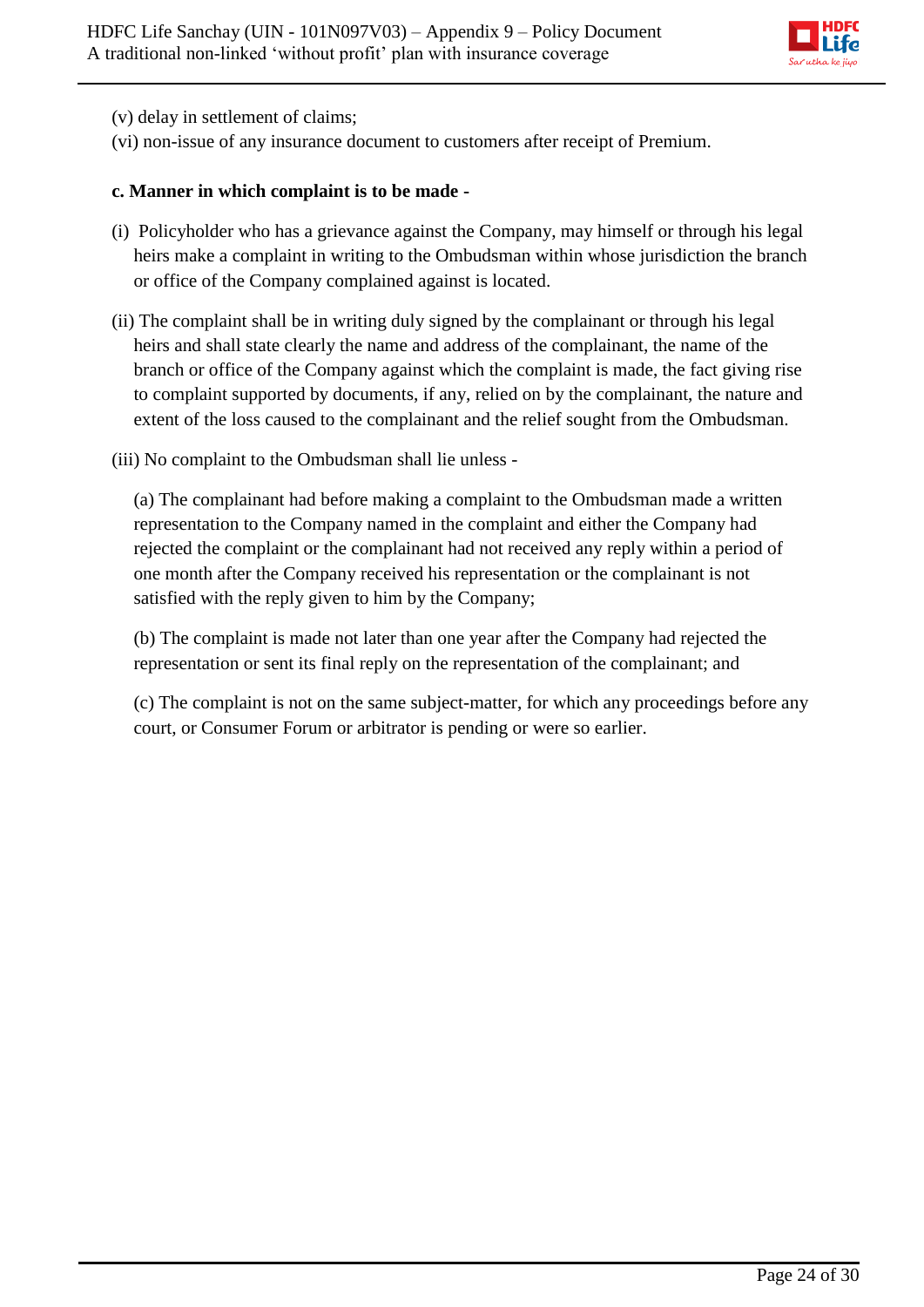(v) delay in settlement of claims;

(vi) non-issue of any insurance document to customers after receipt of Premium.

**c. Manner in which complaint is to be made -**

(i) Policyholder who has a grievance against the Company, may himself or through his legal heirs make a complaint in writing to the Ombudsman within whose jurisdiction the branch or office of the Company complained against is located.

(ii) The complaint shall be in writing duly signed by the complainant or through his legal heirs and shall state clearly the name and address of the complainant, the name of the branch or office of the Company against which the complaint is made, the fact giving rise to complaint supported by documents, if any, relied on by the complainant, the nature and extent of the loss caused to the complainant and the relief sought from the Ombudsman.

(iii) No complaint to the Ombudsman shall lie unless -

(a) The complainant had before making a complaint to the Ombudsman made a written representation to the Company named in the complaint and either the Company had rejected the complaint or the complainant had not received any reply within a period of one month after the Company received his representation or the complainant is not satisfied with the reply given to him by the Company;

(b) The complaint is made not later than one year after the Company had rejected the representation or sent its final reply on the representation of the complainant; and

(c) The complaint is not on the same subject-matter, for which any proceedings before any court, or Consumer Forum or arbitrator is pending or were so earlier.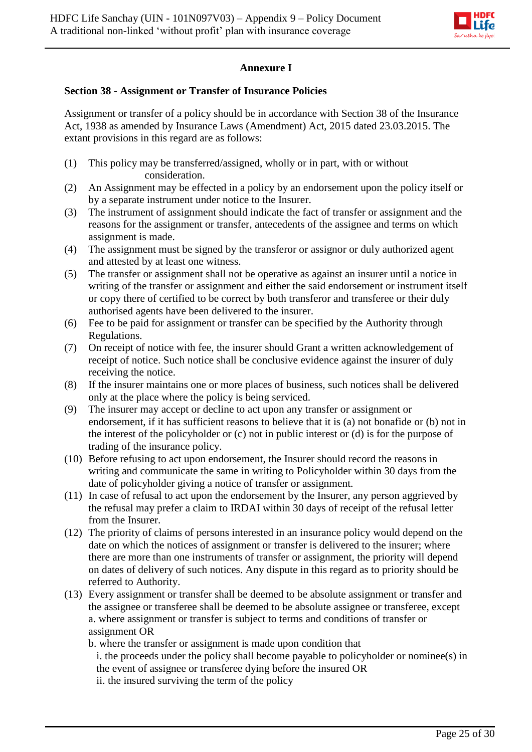## Annexure I

**Section 38 - Assignment or Transfer of Insurance Policies**

Assignment or transfer of a policy should be in accordance with Section 38 of the Insurance Act, 1938 as amended by Insurance Laws (Amendment) Act, 2015 dated 23.03.2015. The extant provisions in this regard are as follows:

(1) This policy may be transferred/assigned, wholly or in part, with or without consideration.

(2) An Assignment may be effected in a policy by an endorsement upon the policy itself or by a separate instrument under notice to the Insurer.

(3) The instrument of assignment should indicate the fact of transfer or assignment and the reasons for the assignment or transfer, antecedents of the assignee and terms on which assignment is made.

(4) The assignment must be signed by the transferor or assignor or duly authorized agent and attested by at least one witness.

(5) The transfer or assignment shall not be operative as against an insurer until a notice in writing of the transfer or assignment and either the said endorsement or instrument itself or copy there of certified to be correct by both transferor and transferee or their duly authorised agents have been delivered to the insurer.

(6) Fee to be paid for assignment or transfer can be specified by the Authority through Regulations.

(7) On receipt of notice with fee, the insurer should Grant a written acknowledgement of receipt of notice. Such notice shall be conclusive evidence against the insurer of duly receiving the notice.

(8) If the insurer maintains one or more places of business, such notices shall be delivered only at the place where the policy is being serviced.

(9) The insurer may accept or decline to act upon any transfer or assignment or endorsement, if it has sufficient reasons to believe that it is (a) not bonafide or (b) not in the interest of the policyholder or (c) not in public interest or (d) is for the purpose of trading of the insurance policy.

(10) Before refusing to act upon endorsement, the Insurer should record the reasons in writing and communicate the same in writing to Policyholder within 30 days from the date of policyholder giving a notice of transfer or assignment.

(11) In case of refusal to act upon the endorsement by the Insurer, any person aggrieved by the refusal may prefer a claim to IRDAI within 30 days of receipt of the refusal letter from the Insurer.

(12) The priority of claims of persons interested in an insurance policy would depend on the date on which the notices of assignment or transfer is delivered to the insurer; where there are more than one instruments of transfer or assignment, the priority will depend on dates of delivery of such notices. Any dispute in this regard as to priority should be referred to Authority.

(13) Every assignment or transfer shall be deemed to be absolute assignment or transfer and the assignee or transferee shall be deemed to be absolute assignee or transferee, except
a. where assignment or transfer is subject to terms and conditions of transfer or assignment OR
b. where the transfer or assignment is made upon condition that
i. the proceeds under the policy shall become payable to policyholder or nominee(s) in the event of assignee or transferee dying before the insured OR
ii. the insured surviving the term of the policy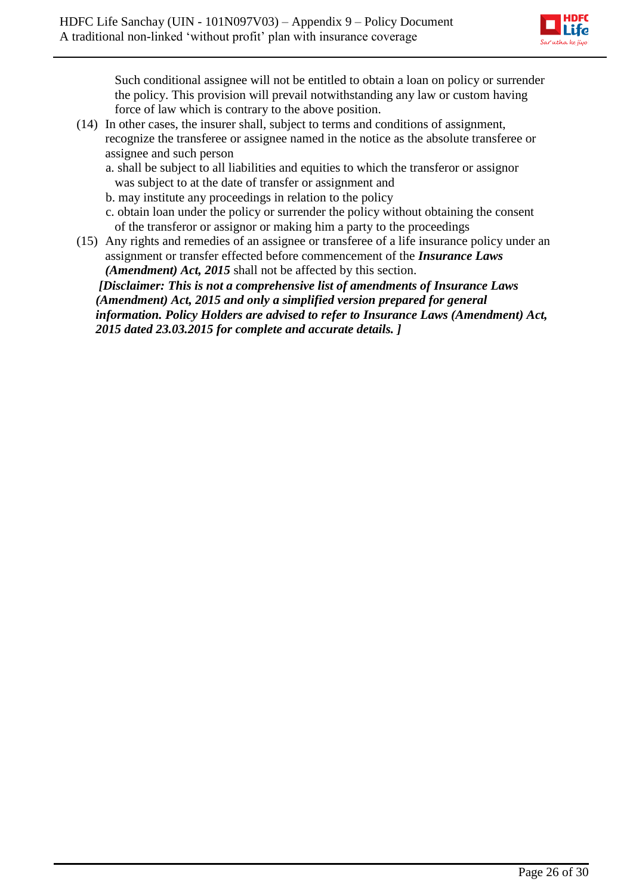Such conditional assignee will not be entitled to obtain a loan on policy or surrender the policy. This provision will prevail notwithstanding any law or custom having force of law which is contrary to the above position.

(14) In other cases, the insurer shall, subject to terms and conditions of assignment, recognize the transferee or assignee named in the notice as the absolute transferee or assignee and such person

a. shall be subject to all liabilities and equities to which the transferor or assignor was subject to at the date of transfer or assignment and

b. may institute any proceedings in relation to the policy

c. obtain loan under the policy or surrender the policy without obtaining the consent of the transferor or assignor or making him a party to the proceedings

(15) Any rights and remedies of an assignee or transferee of a life insurance policy under an assignment or transfer effected before commencement of the ***Insurance Laws (Amendment) Act, 2015*** shall not be affected by this section.

***[Disclaimer: This is not a comprehensive list of amendments of Insurance Laws (Amendment) Act, 2015 and only a simplified version prepared for general information. Policy Holders are advised to refer to Insurance Laws (Amendment) Act, 2015 dated 23.03.2015 for complete and accurate details. ]***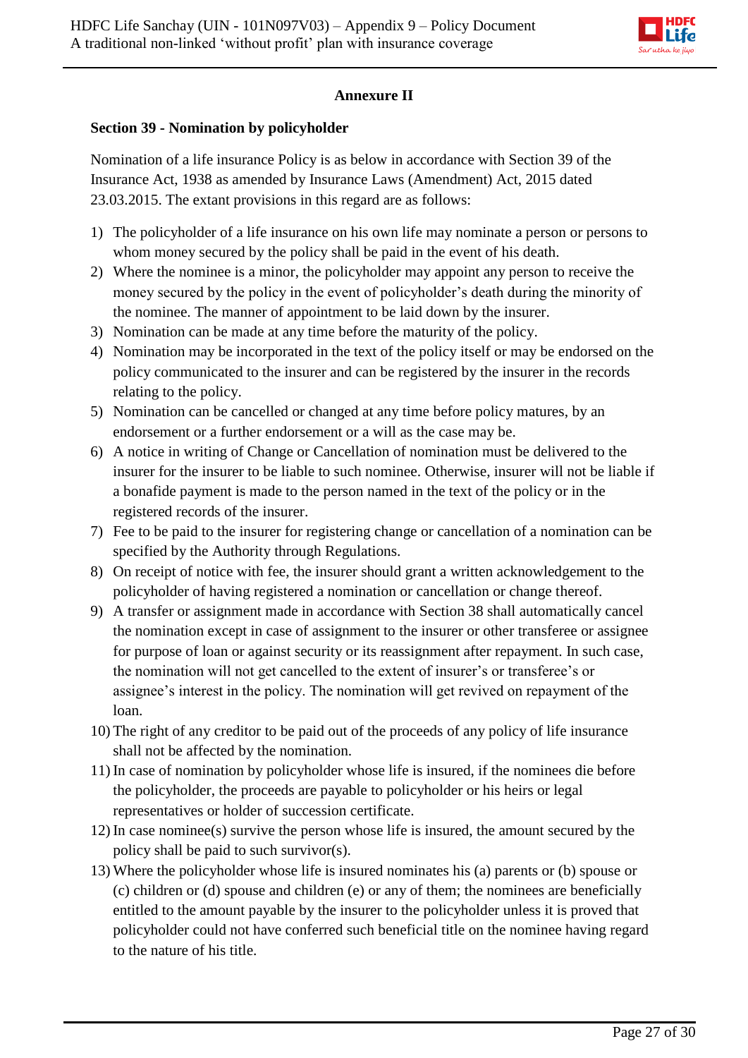## Annexure II

### Section 39 - Nomination by policyholder

Nomination of a life insurance Policy is as below in accordance with Section 39 of the Insurance Act, 1938 as amended by Insurance Laws (Amendment) Act, 2015 dated 23.03.2015. The extant provisions in this regard are as follows:

1) The policyholder of a life insurance on his own life may nominate a person or persons to whom money secured by the policy shall be paid in the event of his death.
2) Where the nominee is a minor, the policyholder may appoint any person to receive the money secured by the policy in the event of policyholder's death during the minority of the nominee. The manner of appointment to be laid down by the insurer.
3) Nomination can be made at any time before the maturity of the policy.
4) Nomination may be incorporated in the text of the policy itself or may be endorsed on the policy communicated to the insurer and can be registered by the insurer in the records relating to the policy.
5) Nomination can be cancelled or changed at any time before policy matures, by an endorsement or a further endorsement or a will as the case may be.
6) A notice in writing of Change or Cancellation of nomination must be delivered to the insurer for the insurer to be liable to such nominee. Otherwise, insurer will not be liable if a bonafide payment is made to the person named in the text of the policy or in the registered records of the insurer.
7) Fee to be paid to the insurer for registering change or cancellation of a nomination can be specified by the Authority through Regulations.
8) On receipt of notice with fee, the insurer should grant a written acknowledgement to the policyholder of having registered a nomination or cancellation or change thereof.
9) A transfer or assignment made in accordance with Section 38 shall automatically cancel the nomination except in case of assignment to the insurer or other transferee or assignee for purpose of loan or against security or its reassignment after repayment. In such case, the nomination will not get cancelled to the extent of insurer's or transferee's or assignee's interest in the policy. The nomination will get revived on repayment of the loan.
10) The right of any creditor to be paid out of the proceeds of any policy of life insurance shall not be affected by the nomination.
11) In case of nomination by policyholder whose life is insured, if the nominees die before the policyholder, the proceeds are payable to policyholder or his heirs or legal representatives or holder of succession certificate.
12) In case nominee(s) survive the person whose life is insured, the amount secured by the policy shall be paid to such survivor(s).
13) Where the policyholder whose life is insured nominates his (a) parents or (b) spouse or (c) children or (d) spouse and children (e) or any of them; the nominees are beneficially entitled to the amount payable by the insurer to the policyholder unless it is proved that policyholder could not have conferred such beneficial title on the nominee having regard to the nature of his title.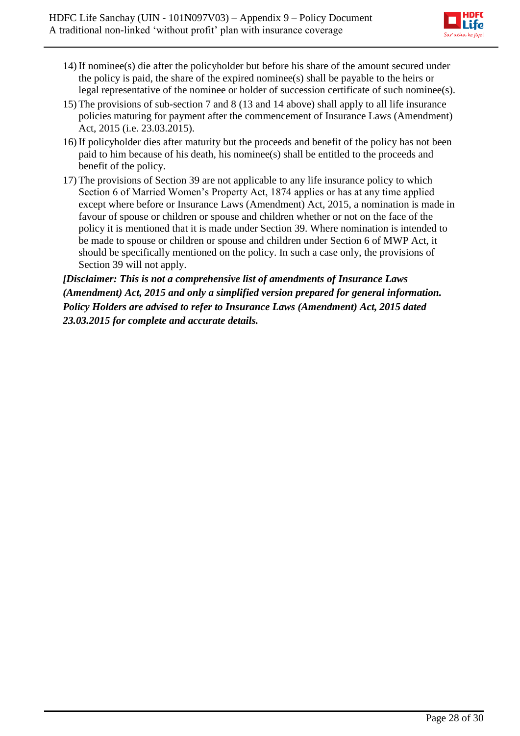14) If nominee(s) die after the policyholder but before his share of the amount secured under the policy is paid, the share of the expired nominee(s) shall be payable to the heirs or legal representative of the nominee or holder of succession certificate of such nominee(s).
15) The provisions of sub-section 7 and 8 (13 and 14 above) shall apply to all life insurance policies maturing for payment after the commencement of Insurance Laws (Amendment) Act, 2015 (i.e. 23.03.2015).
16) If policyholder dies after maturity but the proceeds and benefit of the policy has not been paid to him because of his death, his nominee(s) shall be entitled to the proceeds and benefit of the policy.
17) The provisions of Section 39 are not applicable to any life insurance policy to which Section 6 of Married Women's Property Act, 1874 applies or has at any time applied except where before or Insurance Laws (Amendment) Act, 2015, a nomination is made in favour of spouse or children or spouse and children whether or not on the face of the policy it is mentioned that it is made under Section 39. Where nomination is intended to be made to spouse or children or spouse and children under Section 6 of MWP Act, it should be specifically mentioned on the policy. In such a case only, the provisions of Section 39 will not apply.

***[Disclaimer: This is not a comprehensive list of amendments of Insurance Laws (Amendment) Act, 2015 and only a simplified version prepared for general information. Policy Holders are advised to refer to Insurance Laws (Amendment) Act, 2015 dated 23.03.2015 for complete and accurate details.***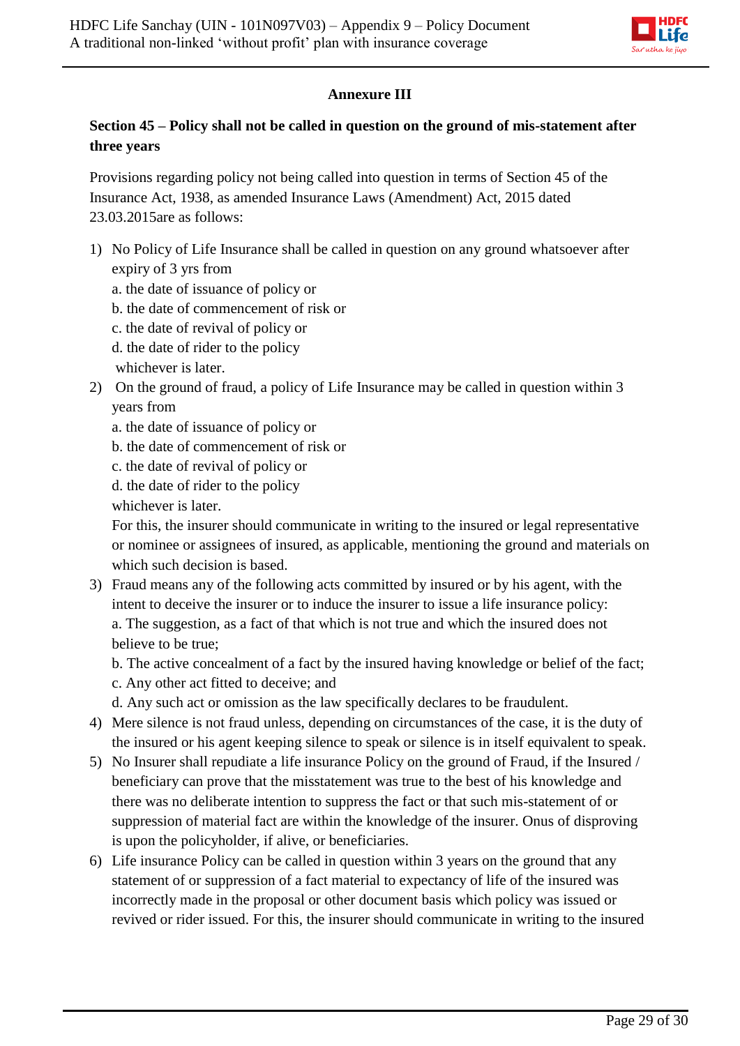### Annexure III

**Section 45 – Policy shall not be called in question on the ground of mis-statement after three years**

Provisions regarding policy not being called into question in terms of Section 45 of the Insurance Act, 1938, as amended Insurance Laws (Amendment) Act, 2015 dated 23.03.2015are as follows:

1) No Policy of Life Insurance shall be called in question on any ground whatsoever after expiry of 3 yrs from
   a. the date of issuance of policy or
   b. the date of commencement of risk or
   c. the date of revival of policy or
   d. the date of rider to the policy
   whichever is later.
2) On the ground of fraud, a policy of Life Insurance may be called in question within 3 years from
   a. the date of issuance of policy or
   b. the date of commencement of risk or
   c. the date of revival of policy or
   d. the date of rider to the policy
   whichever is later.
   For this, the insurer should communicate in writing to the insured or legal representative or nominee or assignees of insured, as applicable, mentioning the ground and materials on which such decision is based.
3) Fraud means any of the following acts committed by insured or by his agent, with the intent to deceive the insurer or to induce the insurer to issue a life insurance policy:
   a. The suggestion, as a fact of that which is not true and which the insured does not believe to be true;
   b. The active concealment of a fact by the insured having knowledge or belief of the fact;
   c. Any other act fitted to deceive; and
   d. Any such act or omission as the law specifically declares to be fraudulent.
4) Mere silence is not fraud unless, depending on circumstances of the case, it is the duty of the insured or his agent keeping silence to speak or silence is in itself equivalent to speak.
5) No Insurer shall repudiate a life insurance Policy on the ground of Fraud, if the Insured / beneficiary can prove that the misstatement was true to the best of his knowledge and there was no deliberate intention to suppress the fact or that such mis-statement of or suppression of material fact are within the knowledge of the insurer. Onus of disproving is upon the policyholder, if alive, or beneficiaries.
6) Life insurance Policy can be called in question within 3 years on the ground that any statement of or suppression of a fact material to expectancy of life of the insured was incorrectly made in the proposal or other document basis which policy was issued or revived or rider issued. For this, the insurer should communicate in writing to the insured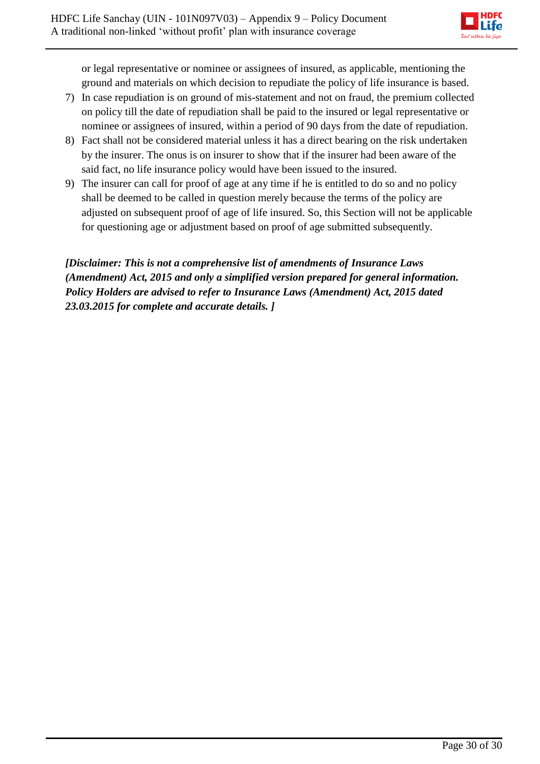or legal representative or nominee or assignees of insured, as applicable, mentioning the ground and materials on which decision to repudiate the policy of life insurance is based.

7) In case repudiation is on ground of mis-statement and not on fraud, the premium collected on policy till the date of repudiation shall be paid to the insured or legal representative or nominee or assignees of insured, within a period of 90 days from the date of repudiation.
8) Fact shall not be considered material unless it has a direct bearing on the risk undertaken by the insurer. The onus is on insurer to show that if the insurer had been aware of the said fact, no life insurance policy would have been issued to the insured.
9) The insurer can call for proof of age at any time if he is entitled to do so and no policy shall be deemed to be called in question merely because the terms of the policy are adjusted on subsequent proof of age of life insured. So, this Section will not be applicable for questioning age or adjustment based on proof of age submitted subsequently.

***[Disclaimer: This is not a comprehensive list of amendments of Insurance Laws (Amendment) Act, 2015 and only a simplified version prepared for general information. Policy Holders are advised to refer to Insurance Laws (Amendment) Act, 2015 dated 23.03.2015 for complete and accurate details. ]***